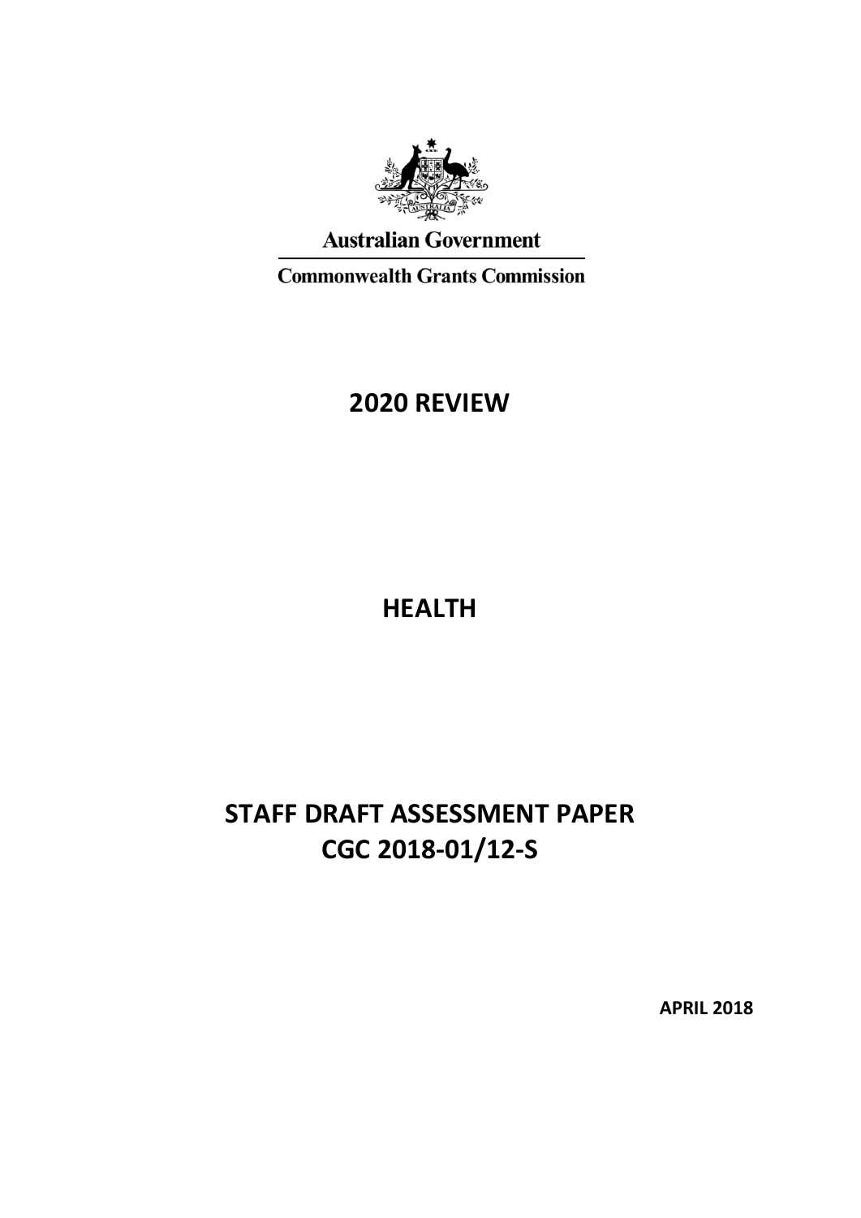Australian Government

Commonwealth Grants Commission

# 2020 REVIEW

# HEALTH

# STAFF DRAFT ASSESSMENT PAPER
# CGC 2018-01/12-S

**APRIL 2018**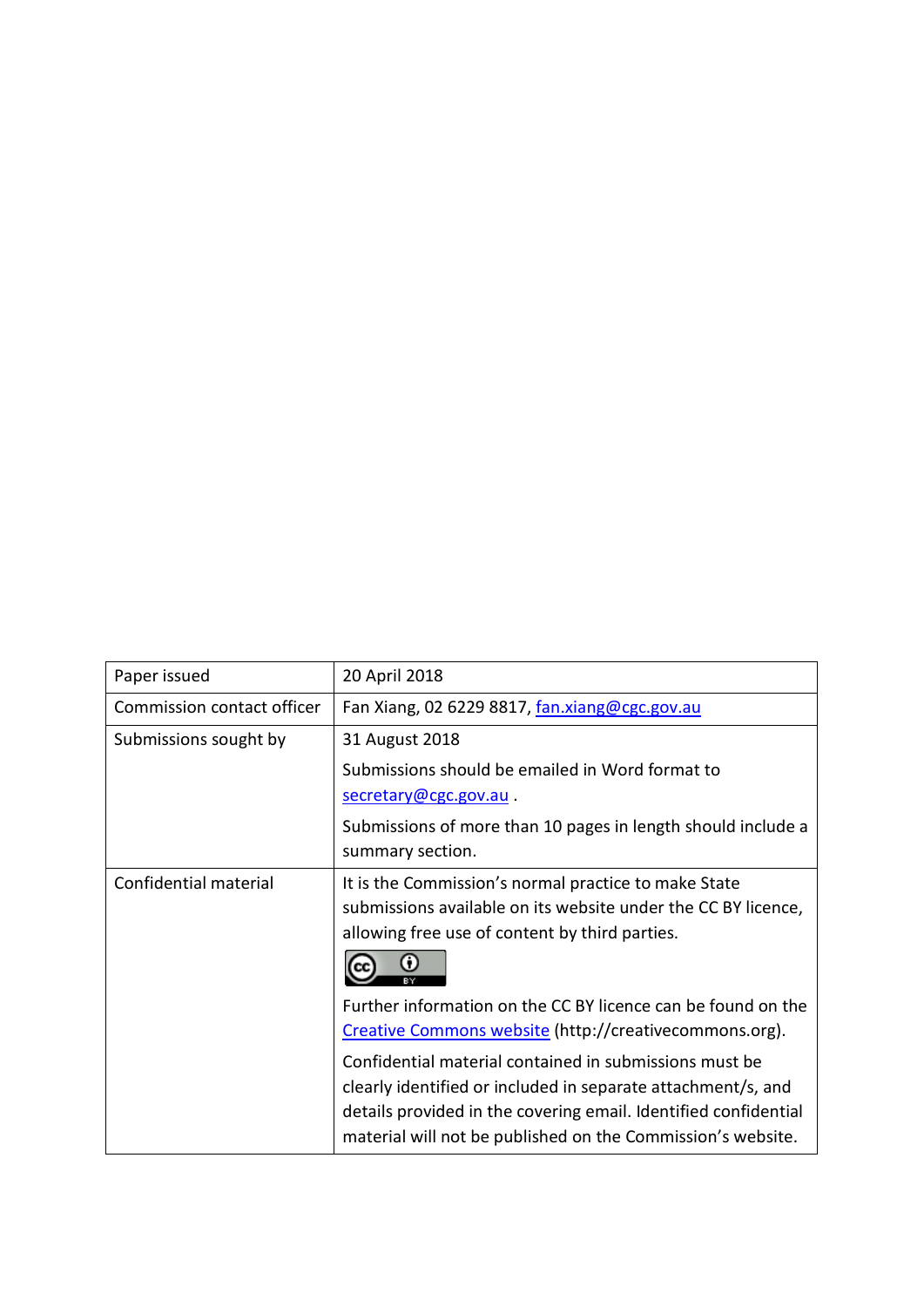| Paper issued | 20 April 2018 |
|---|---|
| Commission contact officer | Fan Xiang, 02 6229 8817, fan.xiang@cgc.gov.au |
| Submissions sought by | 31 August 2018<br><br>Submissions should be emailed in Word format to secretary@cgc.gov.au .<br><br>Submissions of more than 10 pages in length should include a summary section. |
| Confidential material | It is the Commission's normal practice to make State submissions available on its website under the CC BY licence, allowing free use of content by third parties.<br><br>Further information on the CC BY licence can be found on the Creative Commons website (http://creativecommons.org).<br><br>Confidential material contained in submissions must be clearly identified or included in separate attachment/s, and details provided in the covering email. Identified confidential material will not be published on the Commission's website. |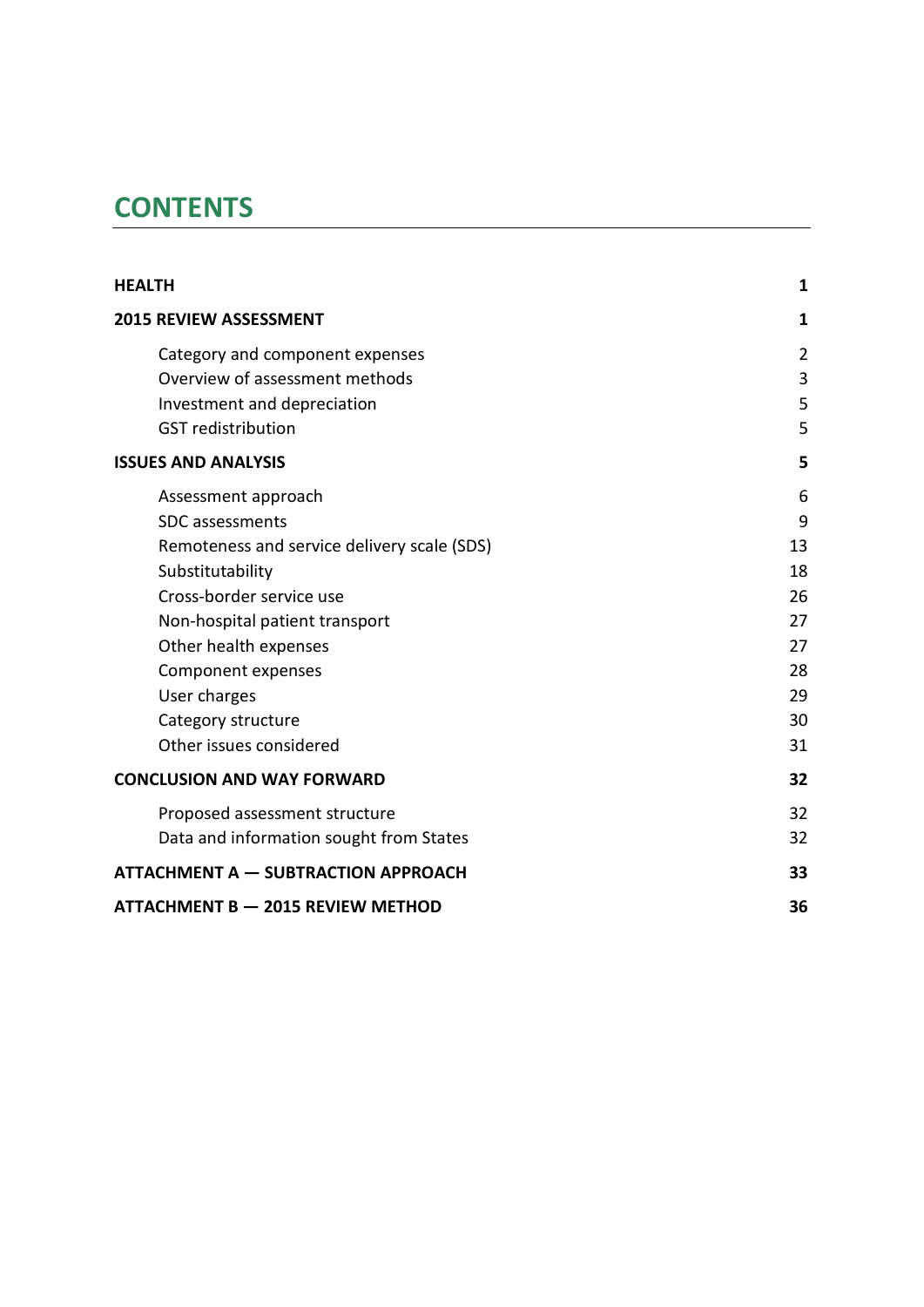# CONTENTS

| | |
|---|---|
| **HEALTH** | **1** |
| **2015 REVIEW ASSESSMENT** | **1** |
| Category and component expenses | 2 |
| Overview of assessment methods | 3 |
| Investment and depreciation | 5 |
| GST redistribution | 5 |
| **ISSUES AND ANALYSIS** | **5** |
| Assessment approach | 6 |
| SDC assessments | 9 |
| Remoteness and service delivery scale (SDS) | 13 |
| Substitutability | 18 |
| Cross-border service use | 26 |
| Non-hospital patient transport | 27 |
| Other health expenses | 27 |
| Component expenses | 28 |
| User charges | 29 |
| Category structure | 30 |
| Other issues considered | 31 |
| **CONCLUSION AND WAY FORWARD** | **32** |
| Proposed assessment structure | 32 |
| Data and information sought from States | 32 |
| **ATTACHMENT A — SUBTRACTION APPROACH** | **33** |
| **ATTACHMENT B — 2015 REVIEW METHOD** | **36** |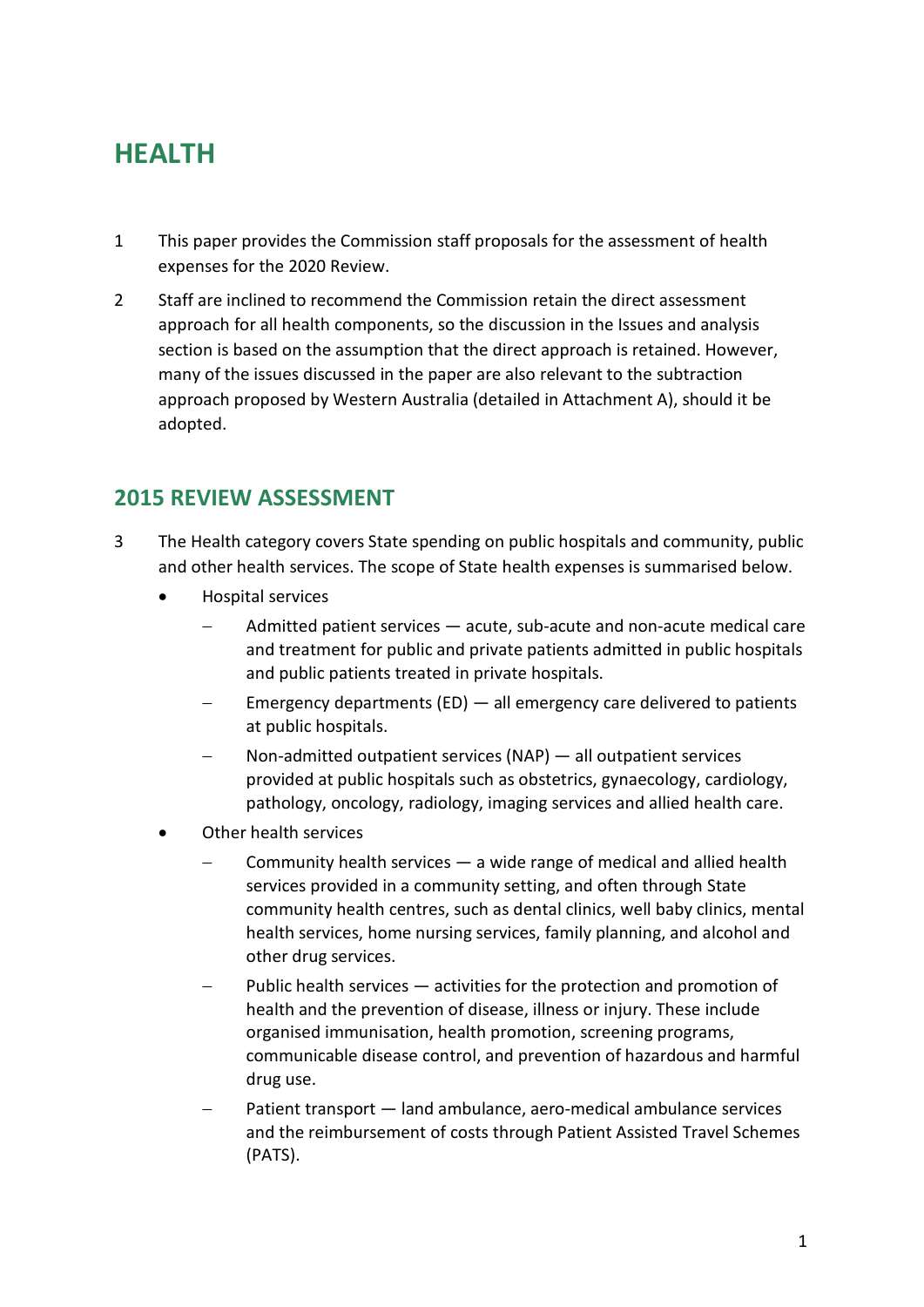# HEALTH

1. This paper provides the Commission staff proposals for the assessment of health expenses for the 2020 Review.

2. Staff are inclined to recommend the Commission retain the direct assessment approach for all health components, so the discussion in the Issues and analysis section is based on the assumption that the direct approach is retained. However, many of the issues discussed in the paper are also relevant to the subtraction approach proposed by Western Australia (detailed in Attachment A), should it be adopted.

## 2015 REVIEW ASSESSMENT

3. The Health category covers State spending on public hospitals and community, public and other health services. The scope of State health expenses is summarised below.
   - Hospital services
     - Admitted patient services — acute, sub-acute and non-acute medical care and treatment for public and private patients admitted in public hospitals and public patients treated in private hospitals.
     - Emergency departments (ED) — all emergency care delivered to patients at public hospitals.
     - Non-admitted outpatient services (NAP) — all outpatient services provided at public hospitals such as obstetrics, gynaecology, cardiology, pathology, oncology, radiology, imaging services and allied health care.
   - Other health services
     - Community health services — a wide range of medical and allied health services provided in a community setting, and often through State community health centres, such as dental clinics, well baby clinics, mental health services, home nursing services, family planning, and alcohol and other drug services.
     - Public health services — activities for the protection and promotion of health and the prevention of disease, illness or injury. These include organised immunisation, health promotion, screening programs, communicable disease control, and prevention of hazardous and harmful drug use.
     - Patient transport — land ambulance, aero-medical ambulance services and the reimbursement of costs through Patient Assisted Travel Schemes (PATS).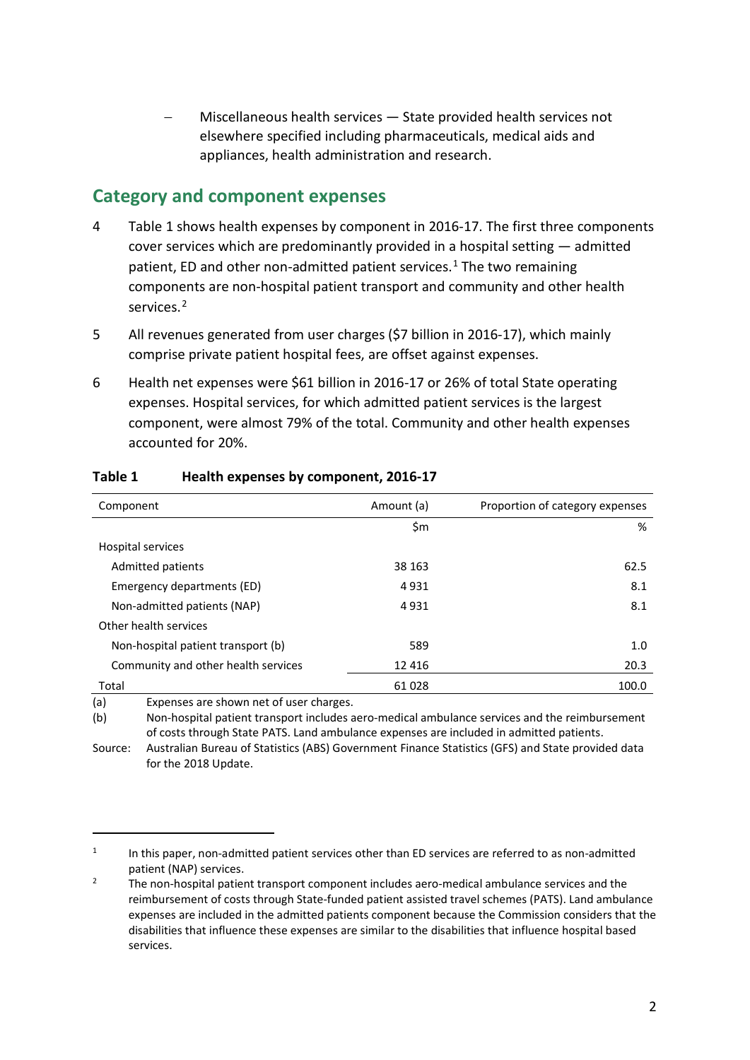– Miscellaneous health services — State provided health services not elsewhere specified including pharmaceuticals, medical aids and appliances, health administration and research.

## Category and component expenses

4 Table 1 shows health expenses by component in 2016-17. The first three components cover services which are predominantly provided in a hospital setting — admitted patient, ED and other non-admitted patient services.[1] The two remaining components are non-hospital patient transport and community and other health services.[2]

5 All revenues generated from user charges ($7 billion in 2016-17), which mainly comprise private patient hospital fees, are offset against expenses.

6 Health net expenses were $61 billion in 2016-17 or 26% of total State operating expenses. Hospital services, for which admitted patient services is the largest component, were almost 79% of the total. Community and other health expenses accounted for 20%.

**Table 1 Health expenses by component, 2016-17**

| Component | Amount (a) | Proportion of category expenses |
|---|---|---|
| | $m | % |
| Hospital services | | |
| Admitted patients | 38 163 | 62.5 |
| Emergency departments (ED) | 4 931 | 8.1 |
| Non-admitted patients (NAP) | 4 931 | 8.1 |
| Other health services | | |
| Non-hospital patient transport (b) | 589 | 1.0 |
| Community and other health services | 12 416 | 20.3 |
| Total | 61 028 | 100.0 |

(a) Expenses are shown net of user charges.

(b) Non-hospital patient transport includes aero-medical ambulance services and the reimbursement of costs through State PATS. Land ambulance expenses are included in admitted patients.

Source: Australian Bureau of Statistics (ABS) Government Finance Statistics (GFS) and State provided data for the 2018 Update.

---

[1] In this paper, non-admitted patient services other than ED services are referred to as non-admitted patient (NAP) services.

[2] The non-hospital patient transport component includes aero-medical ambulance services and the reimbursement of costs through State-funded patient assisted travel schemes (PATS). Land ambulance expenses are included in the admitted patients component because the Commission considers that the disabilities that influence these expenses are similar to the disabilities that influence hospital based services.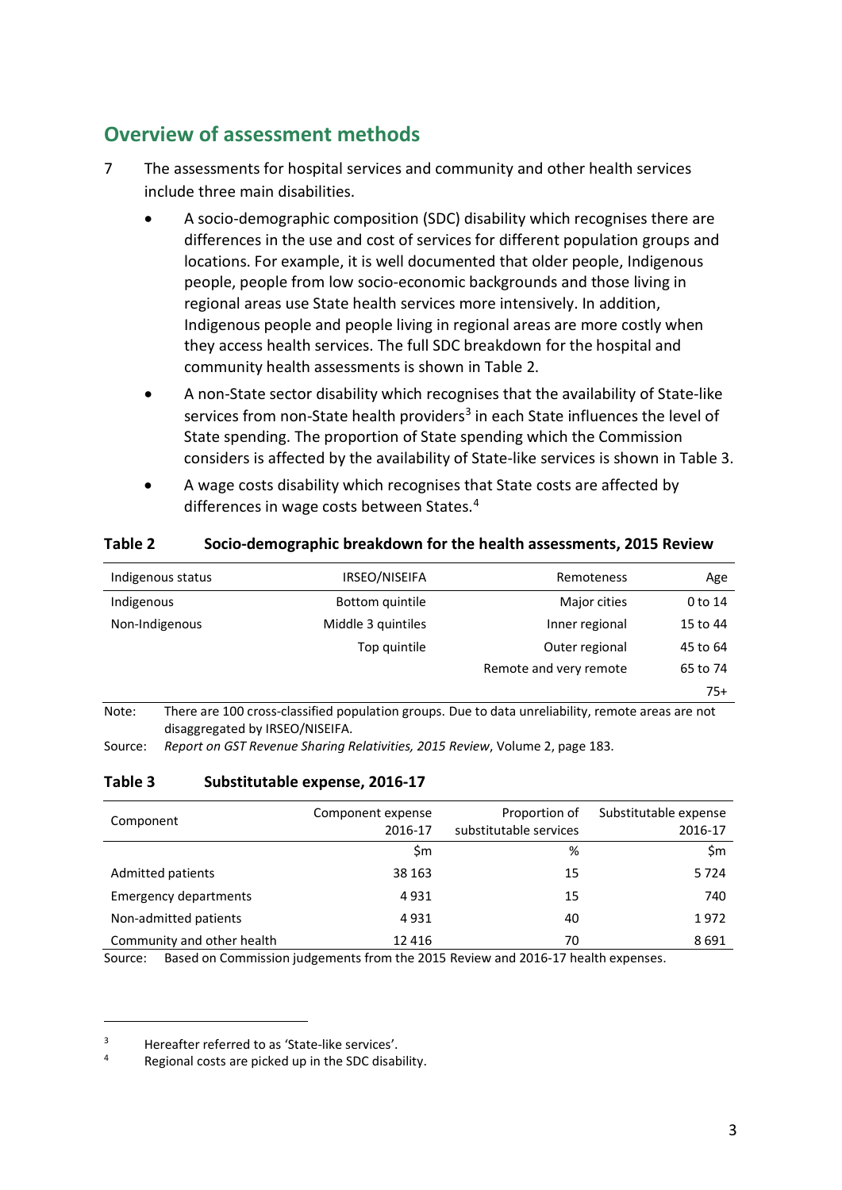## Overview of assessment methods

7 The assessments for hospital services and community and other health services include three main disabilities.

- A socio-demographic composition (SDC) disability which recognises there are differences in the use and cost of services for different population groups and locations. For example, it is well documented that older people, Indigenous people, people from low socio-economic backgrounds and those living in regional areas use State health services more intensively. In addition, Indigenous people and people living in regional areas are more costly when they access health services. The full SDC breakdown for the hospital and community health assessments is shown in Table 2.
- A non-State sector disability which recognises that the availability of State-like services from non-State health providers[3] in each State influences the level of State spending. The proportion of State spending which the Commission considers is affected by the availability of State-like services is shown in Table 3.
- A wage costs disability which recognises that State costs are affected by differences in wage costs between States.[4]

**Table 2 Socio-demographic breakdown for the health assessments, 2015 Review**

| Indigenous status | IRSEO/NISEIFA | Remoteness | Age |
|---|---|---|---|
| Indigenous | Bottom quintile | Major cities | 0 to 14 |
| Non-Indigenous | Middle 3 quintiles | Inner regional | 15 to 44 |
| | Top quintile | Outer regional | 45 to 64 |
| | | Remote and very remote | 65 to 74 |
| | | | 75+ |

Note: There are 100 cross-classified population groups. Due to data unreliability, remote areas are not disaggregated by IRSEO/NISEIFA.

Source: *Report on GST Revenue Sharing Relativities, 2015 Review*, Volume 2, page 183.

**Table 3 Substitutable expense, 2016-17**

| Component | Component expense 2016-17 | Proportion of substitutable services | Substitutable expense 2016-17 |
|---|---|---|---|
| | $m | % | $m |
| Admitted patients | 38 163 | 15 | 5 724 |
| Emergency departments | 4 931 | 15 | 740 |
| Non-admitted patients | 4 931 | 40 | 1 972 |
| Community and other health | 12 416 | 70 | 8 691 |

Source: Based on Commission judgements from the 2015 Review and 2016-17 health expenses.

[3] Hereafter referred to as 'State-like services'.

[4] Regional costs are picked up in the SDC disability.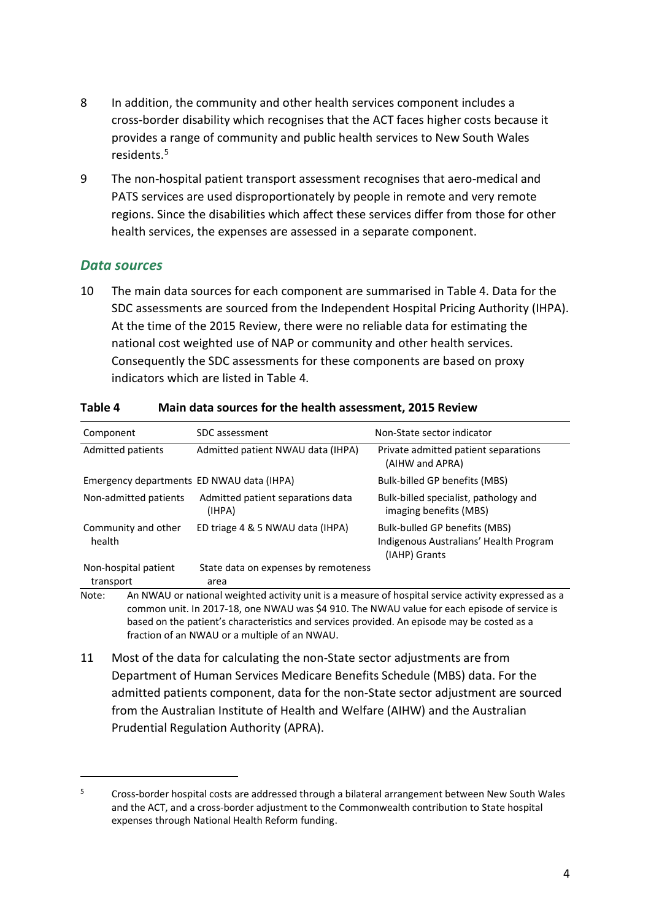8 In addition, the community and other health services component includes a cross-border disability which recognises that the ACT faces higher costs because it provides a range of community and public health services to New South Wales residents.[5]

9 The non-hospital patient transport assessment recognises that aero-medical and PATS services are used disproportionately by people in remote and very remote regions. Since the disabilities which affect these services differ from those for other health services, the expenses are assessed in a separate component.

### *Data sources*

10 The main data sources for each component are summarised in Table 4. Data for the SDC assessments are sourced from the Independent Hospital Pricing Authority (IHPA). At the time of the 2015 Review, there were no reliable data for estimating the national cost weighted use of NAP or community and other health services. Consequently the SDC assessments for these components are based on proxy indicators which are listed in Table 4.

**Table 4 Main data sources for the health assessment, 2015 Review**

| Component | SDC assessment | Non-State sector indicator |
|---|---|---|
| Admitted patients | Admitted patient NWAU data (IHPA) | Private admitted patient separations (AIHW and APRA) |
| Emergency departments | ED NWAU data (IHPA) | Bulk-billed GP benefits (MBS) |
| Non-admitted patients | Admitted patient separations data (IHPA) | Bulk-billed specialist, pathology and imaging benefits (MBS) |
| Community and other health | ED triage 4 & 5 NWAU data (IHPA) | Bulk-bulled GP benefits (MBS) Indigenous Australians' Health Program (IAHP) Grants |
| Non-hospital patient transport | State data on expenses by remoteness area | |

Note: An NWAU or national weighted activity unit is a measure of hospital service activity expressed as a common unit. In 2017-18, one NWAU was $4 910. The NWAU value for each episode of service is based on the patient's characteristics and services provided. An episode may be costed as a fraction of an NWAU or a multiple of an NWAU.

11 Most of the data for calculating the non-State sector adjustments are from Department of Human Services Medicare Benefits Schedule (MBS) data. For the admitted patients component, data for the non-State sector adjustment are sourced from the Australian Institute of Health and Welfare (AIHW) and the Australian Prudential Regulation Authority (APRA).

---

[5] Cross-border hospital costs are addressed through a bilateral arrangement between New South Wales and the ACT, and a cross-border adjustment to the Commonwealth contribution to State hospital expenses through National Health Reform funding.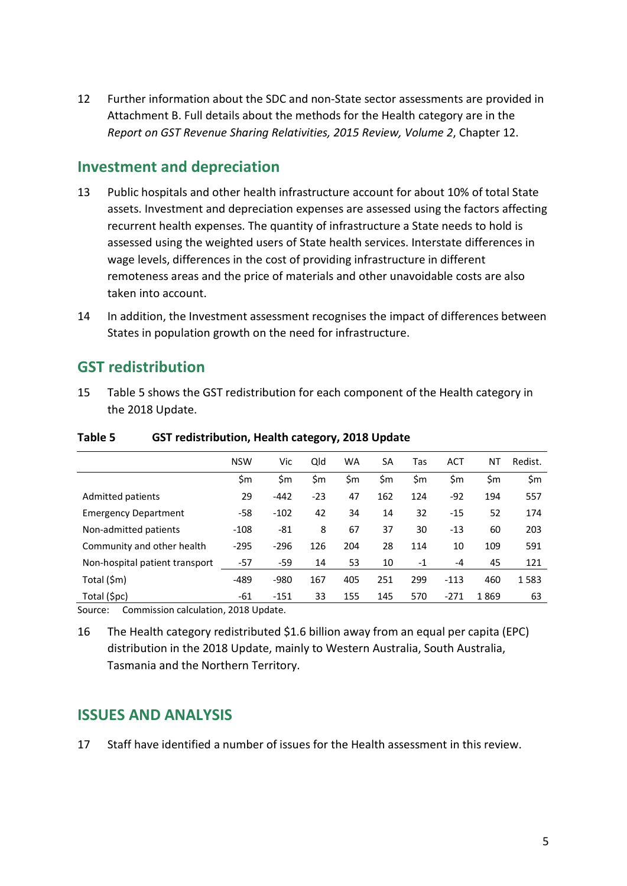12 Further information about the SDC and non-State sector assessments are provided in Attachment B. Full details about the methods for the Health category are in the *Report on GST Revenue Sharing Relativities, 2015 Review, Volume 2*, Chapter 12.

## Investment and depreciation

13 Public hospitals and other health infrastructure account for about 10% of total State assets. Investment and depreciation expenses are assessed using the factors affecting recurrent health expenses. The quantity of infrastructure a State needs to hold is assessed using the weighted users of State health services. Interstate differences in wage levels, differences in the cost of providing infrastructure in different remoteness areas and the price of materials and other unavoidable costs are also taken into account.

14 In addition, the Investment assessment recognises the impact of differences between States in population growth on the need for infrastructure.

## GST redistribution

15 Table 5 shows the GST redistribution for each component of the Health category in the 2018 Update.

**Table 5 GST redistribution, Health category, 2018 Update**

| | NSW | Vic | Qld | WA | SA | Tas | ACT | NT | Redist. |
|---|---|---|---|---|---|---|---|---|---|
| | $m | $m | $m | $m | $m | $m | $m | $m | $m |
| Admitted patients | 29 | -442 | -23 | 47 | 162 | 124 | -92 | 194 | 557 |
| Emergency Department | -58 | -102 | 42 | 34 | 14 | 32 | -15 | 52 | 174 |
| Non-admitted patients | -108 | -81 | 8 | 67 | 37 | 30 | -13 | 60 | 203 |
| Community and other health | -295 | -296 | 126 | 204 | 28 | 114 | 10 | 109 | 591 |
| Non-hospital patient transport | -57 | -59 | 14 | 53 | 10 | -1 | -4 | 45 | 121 |
| Total ($m) | -489 | -980 | 167 | 405 | 251 | 299 | -113 | 460 | 1 583 |
| Total ($pc) | -61 | -151 | 33 | 155 | 145 | 570 | -271 | 1 869 | 63 |

Source: Commission calculation, 2018 Update.

16 The Health category redistributed $1.6 billion away from an equal per capita (EPC) distribution in the 2018 Update, mainly to Western Australia, South Australia, Tasmania and the Northern Territory.

## ISSUES AND ANALYSIS

17 Staff have identified a number of issues for the Health assessment in this review.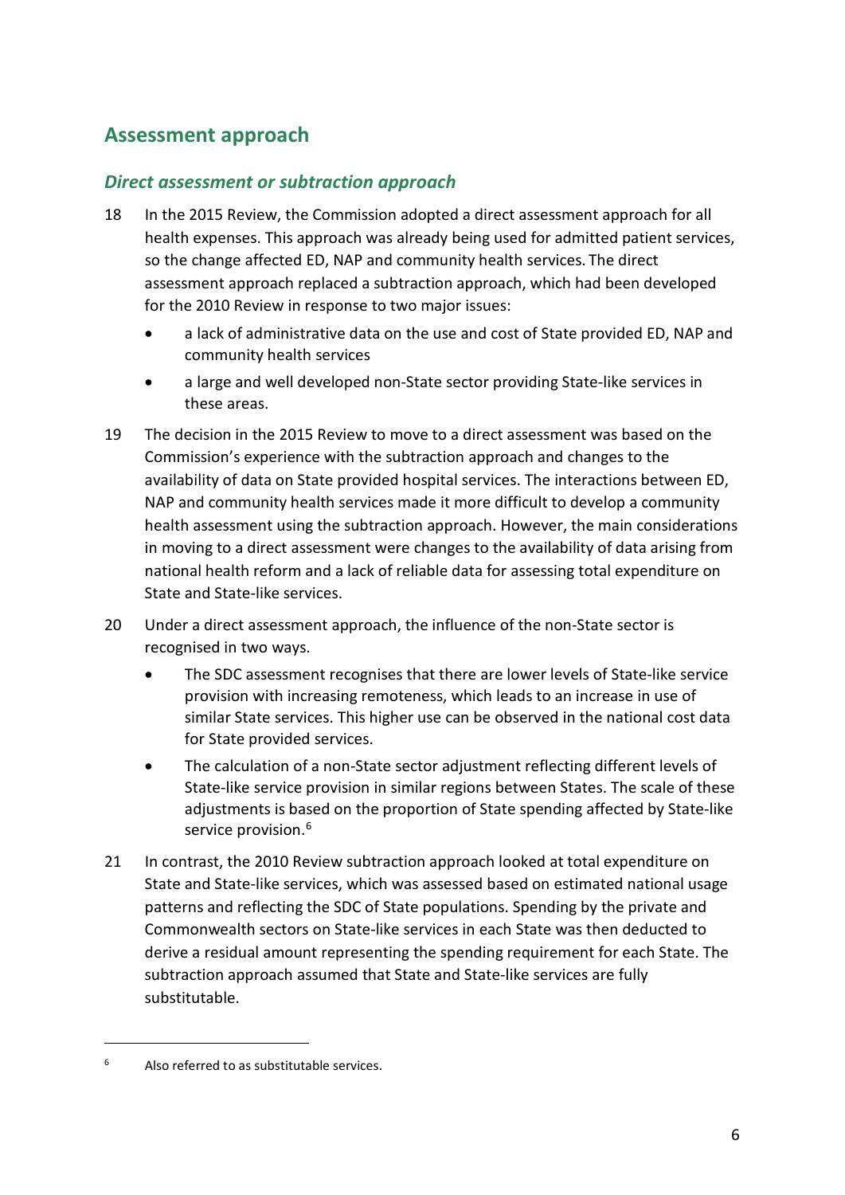## Assessment approach

### *Direct assessment or subtraction approach*

18 In the 2015 Review, the Commission adopted a direct assessment approach for all health expenses. This approach was already being used for admitted patient services, so the change affected ED, NAP and community health services. The direct assessment approach replaced a subtraction approach, which had been developed for the 2010 Review in response to two major issues:

- a lack of administrative data on the use and cost of State provided ED, NAP and community health services
- a large and well developed non-State sector providing State-like services in these areas.

19 The decision in the 2015 Review to move to a direct assessment was based on the Commission's experience with the subtraction approach and changes to the availability of data on State provided hospital services. The interactions between ED, NAP and community health services made it more difficult to develop a community health assessment using the subtraction approach. However, the main considerations in moving to a direct assessment were changes to the availability of data arising from national health reform and a lack of reliable data for assessing total expenditure on State and State-like services.

20 Under a direct assessment approach, the influence of the non-State sector is recognised in two ways.

- The SDC assessment recognises that there are lower levels of State-like service provision with increasing remoteness, which leads to an increase in use of similar State services. This higher use can be observed in the national cost data for State provided services.
- The calculation of a non-State sector adjustment reflecting different levels of State-like service provision in similar regions between States. The scale of these adjustments is based on the proportion of State spending affected by State-like service provision.[6]

21 In contrast, the 2010 Review subtraction approach looked at total expenditure on State and State-like services, which was assessed based on estimated national usage patterns and reflecting the SDC of State populations. Spending by the private and Commonwealth sectors on State-like services in each State was then deducted to derive a residual amount representing the spending requirement for each State. The subtraction approach assumed that State and State-like services are fully substitutable.

[6] Also referred to as substitutable services.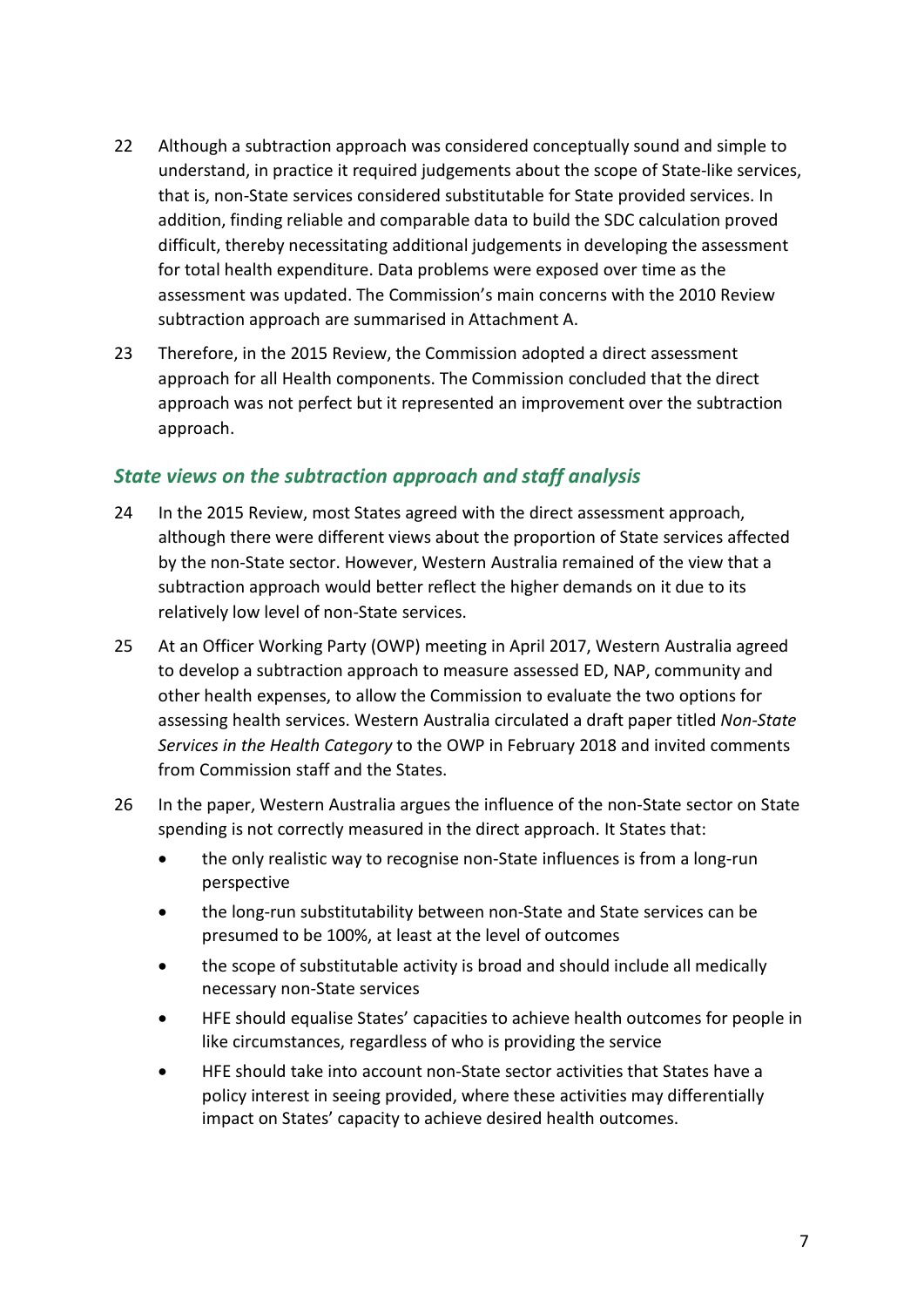22 Although a subtraction approach was considered conceptually sound and simple to understand, in practice it required judgements about the scope of State-like services, that is, non-State services considered substitutable for State provided services. In addition, finding reliable and comparable data to build the SDC calculation proved difficult, thereby necessitating additional judgements in developing the assessment for total health expenditure. Data problems were exposed over time as the assessment was updated. The Commission's main concerns with the 2010 Review subtraction approach are summarised in Attachment A.

23 Therefore, in the 2015 Review, the Commission adopted a direct assessment approach for all Health components. The Commission concluded that the direct approach was not perfect but it represented an improvement over the subtraction approach.

### *State views on the subtraction approach and staff analysis*

24 In the 2015 Review, most States agreed with the direct assessment approach, although there were different views about the proportion of State services affected by the non-State sector. However, Western Australia remained of the view that a subtraction approach would better reflect the higher demands on it due to its relatively low level of non-State services.

25 At an Officer Working Party (OWP) meeting in April 2017, Western Australia agreed to develop a subtraction approach to measure assessed ED, NAP, community and other health expenses, to allow the Commission to evaluate the two options for assessing health services. Western Australia circulated a draft paper titled *Non-State Services in the Health Category* to the OWP in February 2018 and invited comments from Commission staff and the States.

26 In the paper, Western Australia argues the influence of the non-State sector on State spending is not correctly measured in the direct approach. It States that:

- the only realistic way to recognise non-State influences is from a long-run perspective
- the long-run substitutability between non-State and State services can be presumed to be 100%, at least at the level of outcomes
- the scope of substitutable activity is broad and should include all medically necessary non-State services
- HFE should equalise States' capacities to achieve health outcomes for people in like circumstances, regardless of who is providing the service
- HFE should take into account non-State sector activities that States have a policy interest in seeing provided, where these activities may differentially impact on States' capacity to achieve desired health outcomes.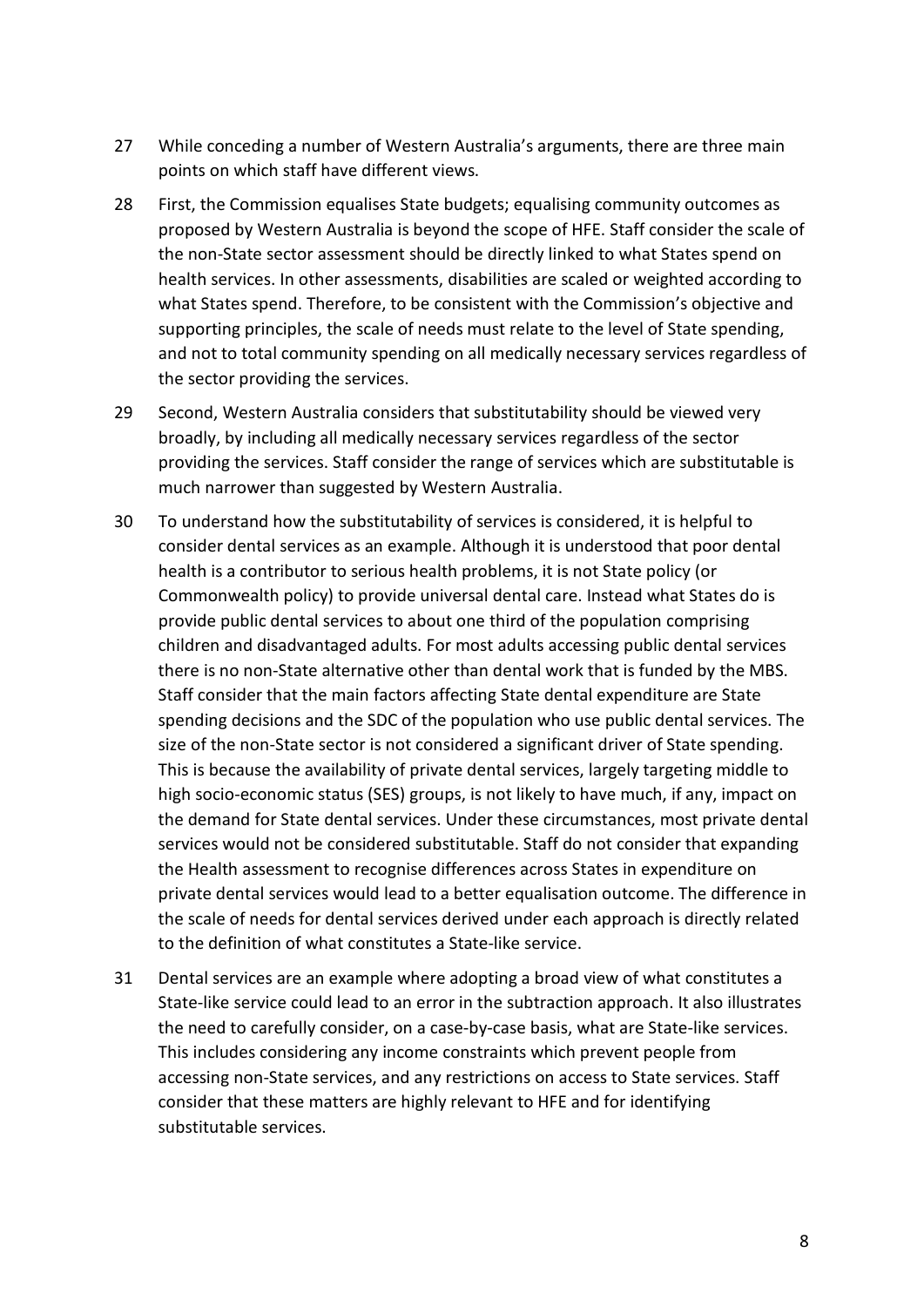27 While conceding a number of Western Australia's arguments, there are three main points on which staff have different views.

28 First, the Commission equalises State budgets; equalising community outcomes as proposed by Western Australia is beyond the scope of HFE. Staff consider the scale of the non-State sector assessment should be directly linked to what States spend on health services. In other assessments, disabilities are scaled or weighted according to what States spend. Therefore, to be consistent with the Commission's objective and supporting principles, the scale of needs must relate to the level of State spending, and not to total community spending on all medically necessary services regardless of the sector providing the services.

29 Second, Western Australia considers that substitutability should be viewed very broadly, by including all medically necessary services regardless of the sector providing the services. Staff consider the range of services which are substitutable is much narrower than suggested by Western Australia.

30 To understand how the substitutability of services is considered, it is helpful to consider dental services as an example. Although it is understood that poor dental health is a contributor to serious health problems, it is not State policy (or Commonwealth policy) to provide universal dental care. Instead what States do is provide public dental services to about one third of the population comprising children and disadvantaged adults. For most adults accessing public dental services there is no non-State alternative other than dental work that is funded by the MBS. Staff consider that the main factors affecting State dental expenditure are State spending decisions and the SDC of the population who use public dental services. The size of the non-State sector is not considered a significant driver of State spending. This is because the availability of private dental services, largely targeting middle to high socio-economic status (SES) groups, is not likely to have much, if any, impact on the demand for State dental services. Under these circumstances, most private dental services would not be considered substitutable. Staff do not consider that expanding the Health assessment to recognise differences across States in expenditure on private dental services would lead to a better equalisation outcome. The difference in the scale of needs for dental services derived under each approach is directly related to the definition of what constitutes a State-like service.

31 Dental services are an example where adopting a broad view of what constitutes a State-like service could lead to an error in the subtraction approach. It also illustrates the need to carefully consider, on a case-by-case basis, what are State-like services. This includes considering any income constraints which prevent people from accessing non-State services, and any restrictions on access to State services. Staff consider that these matters are highly relevant to HFE and for identifying substitutable services.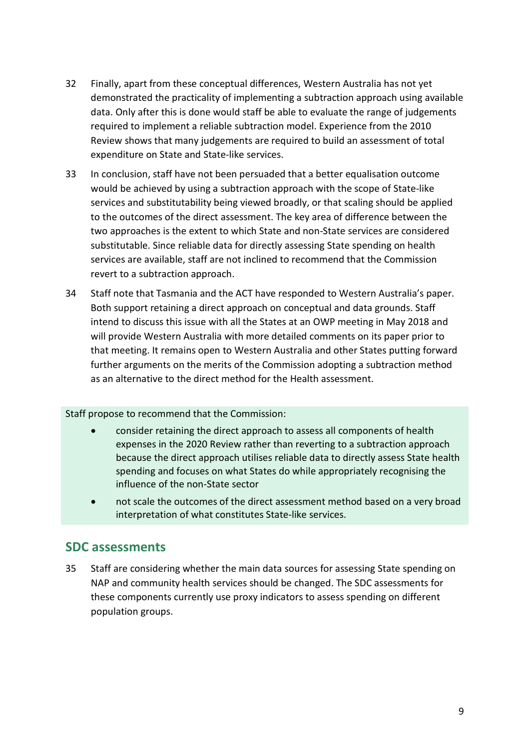32 Finally, apart from these conceptual differences, Western Australia has not yet demonstrated the practicality of implementing a subtraction approach using available data. Only after this is done would staff be able to evaluate the range of judgements required to implement a reliable subtraction model. Experience from the 2010 Review shows that many judgements are required to build an assessment of total expenditure on State and State-like services.

33 In conclusion, staff have not been persuaded that a better equalisation outcome would be achieved by using a subtraction approach with the scope of State-like services and substitutability being viewed broadly, or that scaling should be applied to the outcomes of the direct assessment. The key area of difference between the two approaches is the extent to which State and non-State services are considered substitutable. Since reliable data for directly assessing State spending on health services are available, staff are not inclined to recommend that the Commission revert to a subtraction approach.

34 Staff note that Tasmania and the ACT have responded to Western Australia's paper. Both support retaining a direct approach on conceptual and data grounds. Staff intend to discuss this issue with all the States at an OWP meeting in May 2018 and will provide Western Australia with more detailed comments on its paper prior to that meeting. It remains open to Western Australia and other States putting forward further arguments on the merits of the Commission adopting a subtraction method as an alternative to the direct method for the Health assessment.

Staff propose to recommend that the Commission:

- consider retaining the direct approach to assess all components of health expenses in the 2020 Review rather than reverting to a subtraction approach because the direct approach utilises reliable data to directly assess State health spending and focuses on what States do while appropriately recognising the influence of the non-State sector
- not scale the outcomes of the direct assessment method based on a very broad interpretation of what constitutes State-like services.

## SDC assessments

35 Staff are considering whether the main data sources for assessing State spending on NAP and community health services should be changed. The SDC assessments for these components currently use proxy indicators to assess spending on different population groups.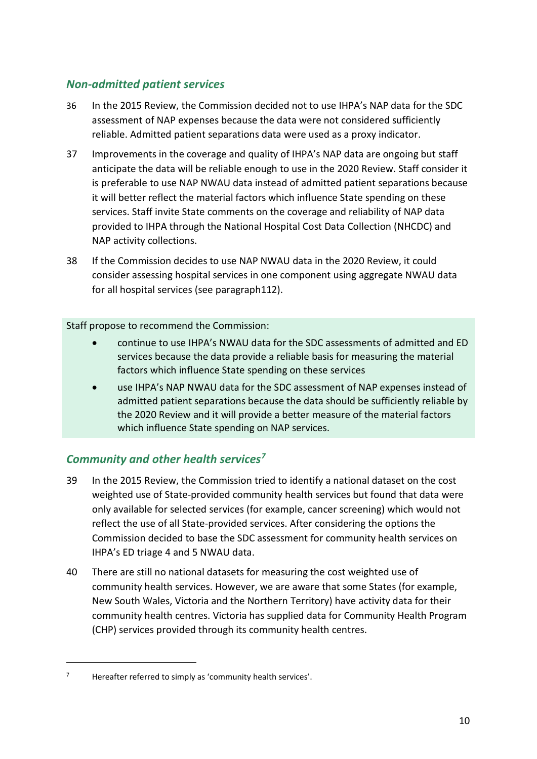### *Non-admitted patient services*

36 In the 2015 Review, the Commission decided not to use IHPA's NAP data for the SDC assessment of NAP expenses because the data were not considered sufficiently reliable. Admitted patient separations data were used as a proxy indicator.

37 Improvements in the coverage and quality of IHPA's NAP data are ongoing but staff anticipate the data will be reliable enough to use in the 2020 Review. Staff consider it is preferable to use NAP NWAU data instead of admitted patient separations because it will better reflect the material factors which influence State spending on these services. Staff invite State comments on the coverage and reliability of NAP data provided to IHPA through the National Hospital Cost Data Collection (NHCDC) and NAP activity collections.

38 If the Commission decides to use NAP NWAU data in the 2020 Review, it could consider assessing hospital services in one component using aggregate NWAU data for all hospital services (see paragraph112).

Staff propose to recommend the Commission:

- continue to use IHPA's NWAU data for the SDC assessments of admitted and ED services because the data provide a reliable basis for measuring the material factors which influence State spending on these services
- use IHPA's NAP NWAU data for the SDC assessment of NAP expenses instead of admitted patient separations because the data should be sufficiently reliable by the 2020 Review and it will provide a better measure of the material factors which influence State spending on NAP services.

### *Community and other health services*[7]

39 In the 2015 Review, the Commission tried to identify a national dataset on the cost weighted use of State-provided community health services but found that data were only available for selected services (for example, cancer screening) which would not reflect the use of all State-provided services. After considering the options the Commission decided to base the SDC assessment for community health services on IHPA's ED triage 4 and 5 NWAU data.

40 There are still no national datasets for measuring the cost weighted use of community health services. However, we are aware that some States (for example, New South Wales, Victoria and the Northern Territory) have activity data for their community health centres. Victoria has supplied data for Community Health Program (CHP) services provided through its community health centres.

---

[7] Hereafter referred to as simply as 'community health services'.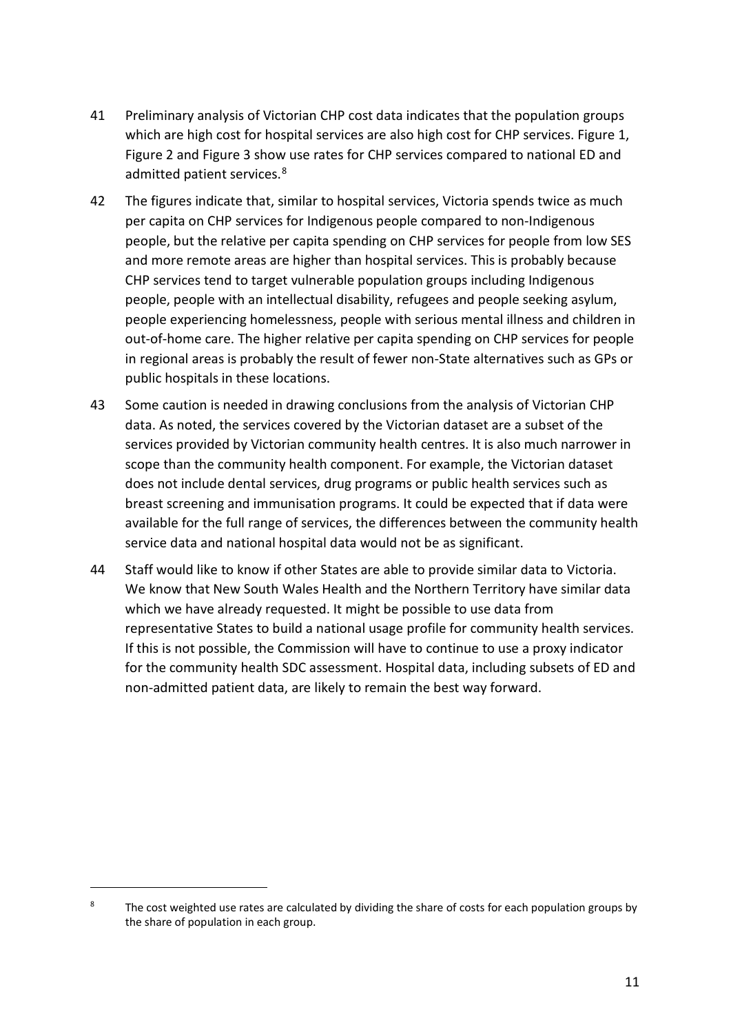41 Preliminary analysis of Victorian CHP cost data indicates that the population groups which are high cost for hospital services are also high cost for CHP services. Figure 1, Figure 2 and Figure 3 show use rates for CHP services compared to national ED and admitted patient services.[8]

42 The figures indicate that, similar to hospital services, Victoria spends twice as much per capita on CHP services for Indigenous people compared to non-Indigenous people, but the relative per capita spending on CHP services for people from low SES and more remote areas are higher than hospital services. This is probably because CHP services tend to target vulnerable population groups including Indigenous people, people with an intellectual disability, refugees and people seeking asylum, people experiencing homelessness, people with serious mental illness and children in out-of-home care. The higher relative per capita spending on CHP services for people in regional areas is probably the result of fewer non-State alternatives such as GPs or public hospitals in these locations.

43 Some caution is needed in drawing conclusions from the analysis of Victorian CHP data. As noted, the services covered by the Victorian dataset are a subset of the services provided by Victorian community health centres. It is also much narrower in scope than the community health component. For example, the Victorian dataset does not include dental services, drug programs or public health services such as breast screening and immunisation programs. It could be expected that if data were available for the full range of services, the differences between the community health service data and national hospital data would not be as significant.

44 Staff would like to know if other States are able to provide similar data to Victoria. We know that New South Wales Health and the Northern Territory have similar data which we have already requested. It might be possible to use data from representative States to build a national usage profile for community health services. If this is not possible, the Commission will have to continue to use a proxy indicator for the community health SDC assessment. Hospital data, including subsets of ED and non-admitted patient data, are likely to remain the best way forward.

---

[8] The cost weighted use rates are calculated by dividing the share of costs for each population groups by the share of population in each group.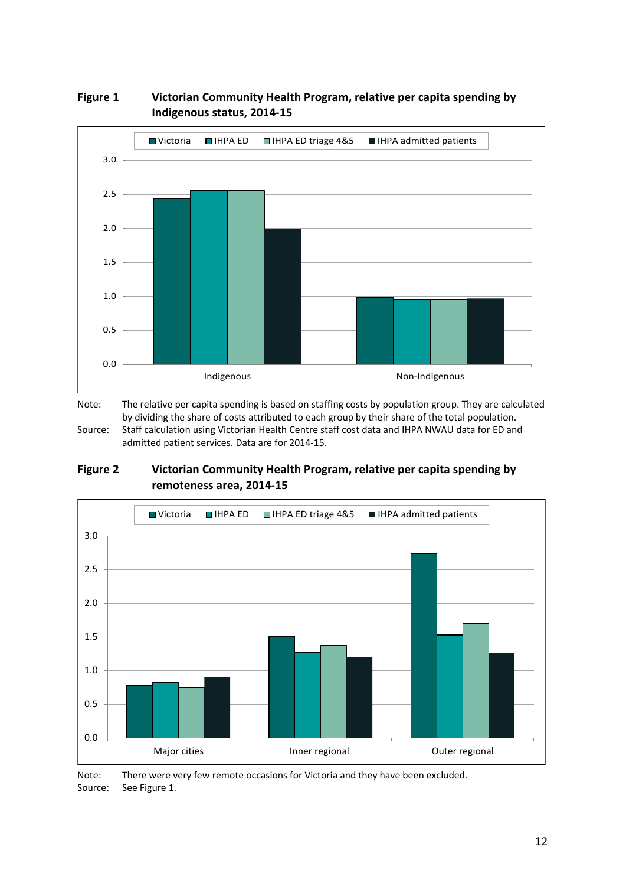**Figure 1 Victorian Community Health Program, relative per capita spending by Indigenous status, 2014-15**

Note: The relative per capita spending is based on staffing costs by population group. They are calculated by dividing the share of costs attributed to each group by their share of the total population.

Source: Staff calculation using Victorian Health Centre staff cost data and IHPA NWAU data for ED and admitted patient services. Data are for 2014-15.

**Figure 2 Victorian Community Health Program, relative per capita spending by remoteness area, 2014-15**

Note: There were very few remote occasions for Victoria and they have been excluded.

Source: See Figure 1.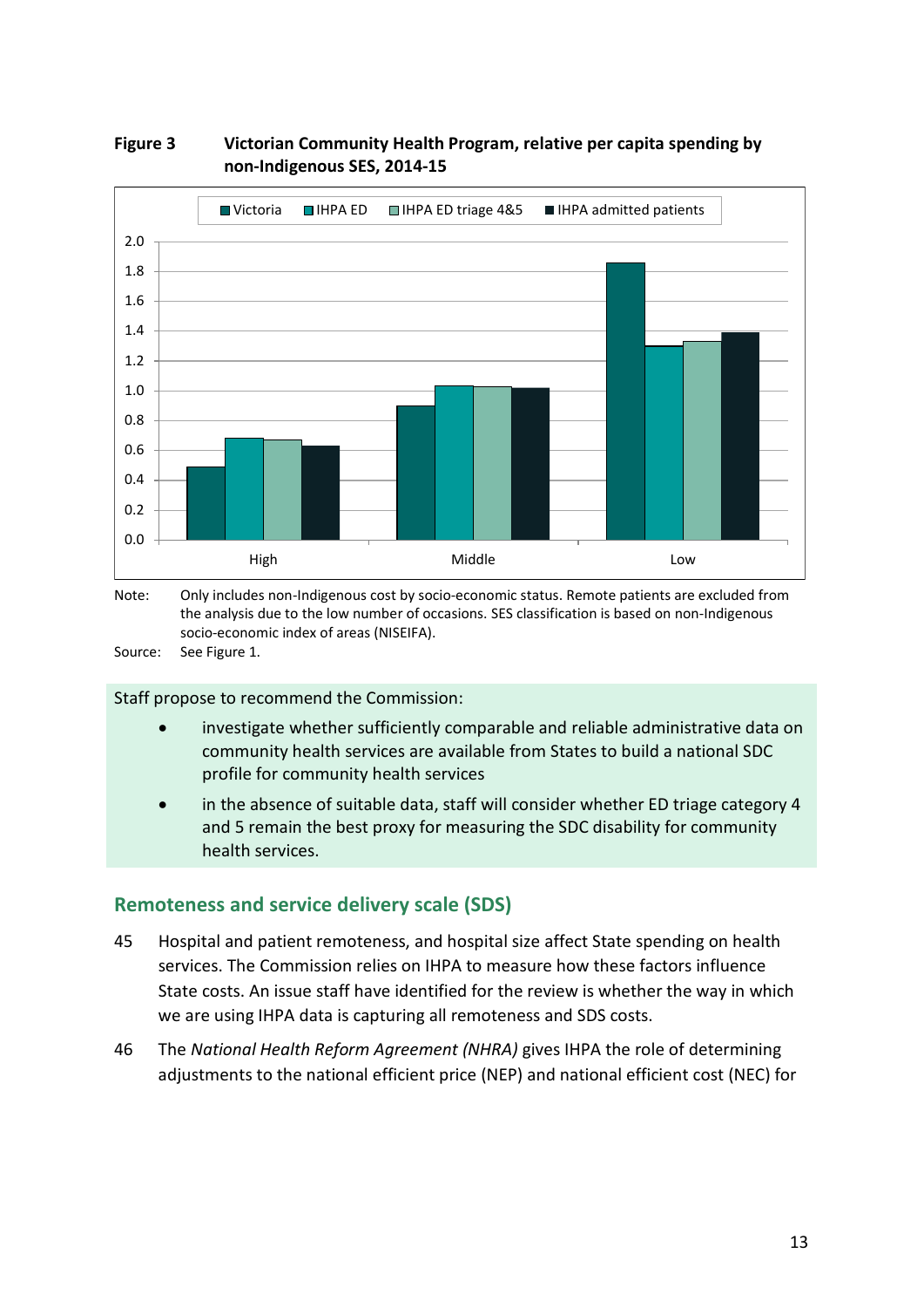**Figure 3 Victorian Community Health Program, relative per capita spending by non-Indigenous SES, 2014-15**

Note: Only includes non-Indigenous cost by socio-economic status. Remote patients are excluded from the analysis due to the low number of occasions. SES classification is based on non-Indigenous socio-economic index of areas (NISEIFA).

Source: See Figure 1.

Staff propose to recommend the Commission:

- investigate whether sufficiently comparable and reliable administrative data on community health services are available from States to build a national SDC profile for community health services
- in the absence of suitable data, staff will consider whether ED triage category 4 and 5 remain the best proxy for measuring the SDC disability for community health services.

## Remoteness and service delivery scale (SDS)

45 Hospital and patient remoteness, and hospital size affect State spending on health services. The Commission relies on IHPA to measure how these factors influence State costs. An issue staff have identified for the review is whether the way in which we are using IHPA data is capturing all remoteness and SDS costs.

46 The *National Health Reform Agreement (NHRA)* gives IHPA the role of determining adjustments to the national efficient price (NEP) and national efficient cost (NEC) for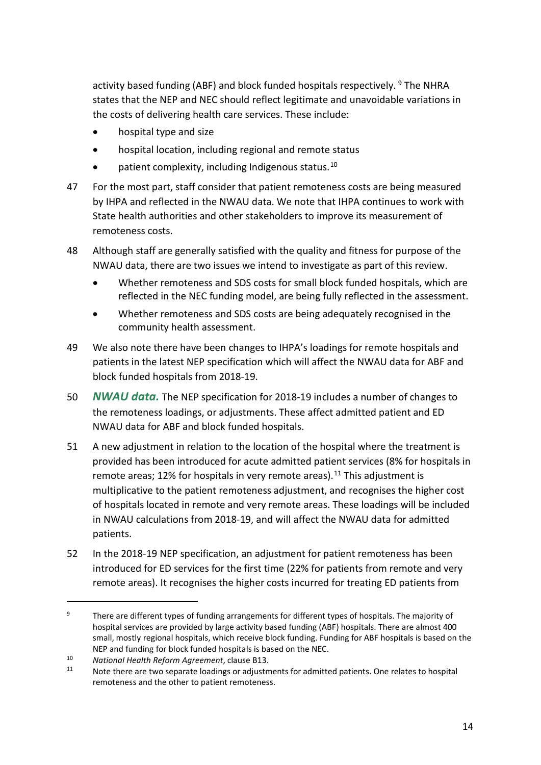activity based funding (ABF) and block funded hospitals respectively.[9] The NHRA states that the NEP and NEC should reflect legitimate and unavoidable variations in the costs of delivering health care services. These include:

- hospital type and size
- hospital location, including regional and remote status
- patient complexity, including Indigenous status.[10]

47 For the most part, staff consider that patient remoteness costs are being measured by IHPA and reflected in the NWAU data. We note that IHPA continues to work with State health authorities and other stakeholders to improve its measurement of remoteness costs.

48 Although staff are generally satisfied with the quality and fitness for purpose of the NWAU data, there are two issues we intend to investigate as part of this review.

- Whether remoteness and SDS costs for small block funded hospitals, which are reflected in the NEC funding model, are being fully reflected in the assessment.
- Whether remoteness and SDS costs are being adequately recognised in the community health assessment.

49 We also note there have been changes to IHPA's loadings for remote hospitals and patients in the latest NEP specification which will affect the NWAU data for ABF and block funded hospitals from 2018-19.

50 ***NWAU data.*** The NEP specification for 2018-19 includes a number of changes to the remoteness loadings, or adjustments. These affect admitted patient and ED NWAU data for ABF and block funded hospitals.

51 A new adjustment in relation to the location of the hospital where the treatment is provided has been introduced for acute admitted patient services (8% for hospitals in remote areas; 12% for hospitals in very remote areas).[11] This adjustment is multiplicative to the patient remoteness adjustment, and recognises the higher cost of hospitals located in remote and very remote areas. These loadings will be included in NWAU calculations from 2018-19, and will affect the NWAU data for admitted patients.

52 In the 2018-19 NEP specification, an adjustment for patient remoteness has been introduced for ED services for the first time (22% for patients from remote and very remote areas). It recognises the higher costs incurred for treating ED patients from

---

[9] There are different types of funding arrangements for different types of hospitals. The majority of hospital services are provided by large activity based funding (ABF) hospitals. There are almost 400 small, mostly regional hospitals, which receive block funding. Funding for ABF hospitals is based on the NEP and funding for block funded hospitals is based on the NEC.

[10] *National Health Reform Agreement*, clause B13.

[11] Note there are two separate loadings or adjustments for admitted patients. One relates to hospital remoteness and the other to patient remoteness.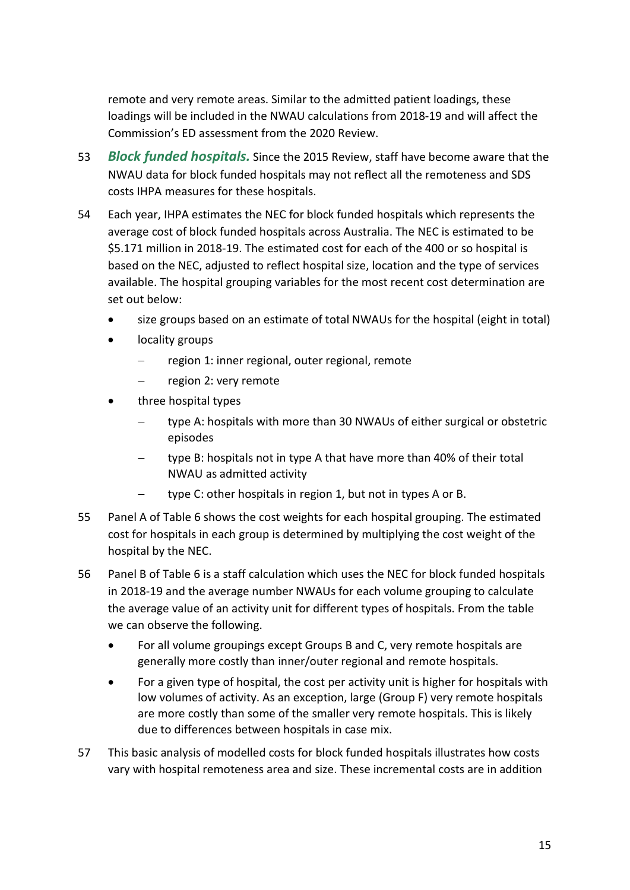remote and very remote areas. Similar to the admitted patient loadings, these loadings will be included in the NWAU calculations from 2018-19 and will affect the Commission's ED assessment from the 2020 Review.

53 ***Block funded hospitals.*** Since the 2015 Review, staff have become aware that the NWAU data for block funded hospitals may not reflect all the remoteness and SDS costs IHPA measures for these hospitals.

54 Each year, IHPA estimates the NEC for block funded hospitals which represents the average cost of block funded hospitals across Australia. The NEC is estimated to be \$5.171 million in 2018-19. The estimated cost for each of the 400 or so hospital is based on the NEC, adjusted to reflect hospital size, location and the type of services available. The hospital grouping variables for the most recent cost determination are set out below:

- size groups based on an estimate of total NWAUs for the hospital (eight in total)
- locality groups
  - region 1: inner regional, outer regional, remote
  - region 2: very remote
- three hospital types
  - type A: hospitals with more than 30 NWAUs of either surgical or obstetric episodes
  - type B: hospitals not in type A that have more than 40% of their total NWAU as admitted activity
  - type C: other hospitals in region 1, but not in types A or B.

55 Panel A of Table 6 shows the cost weights for each hospital grouping. The estimated cost for hospitals in each group is determined by multiplying the cost weight of the hospital by the NEC.

56 Panel B of Table 6 is a staff calculation which uses the NEC for block funded hospitals in 2018-19 and the average number NWAUs for each volume grouping to calculate the average value of an activity unit for different types of hospitals. From the table we can observe the following.

- For all volume groupings except Groups B and C, very remote hospitals are generally more costly than inner/outer regional and remote hospitals.
- For a given type of hospital, the cost per activity unit is higher for hospitals with low volumes of activity. As an exception, large (Group F) very remote hospitals are more costly than some of the smaller very remote hospitals. This is likely due to differences between hospitals in case mix.

57 This basic analysis of modelled costs for block funded hospitals illustrates how costs vary with hospital remoteness area and size. These incremental costs are in addition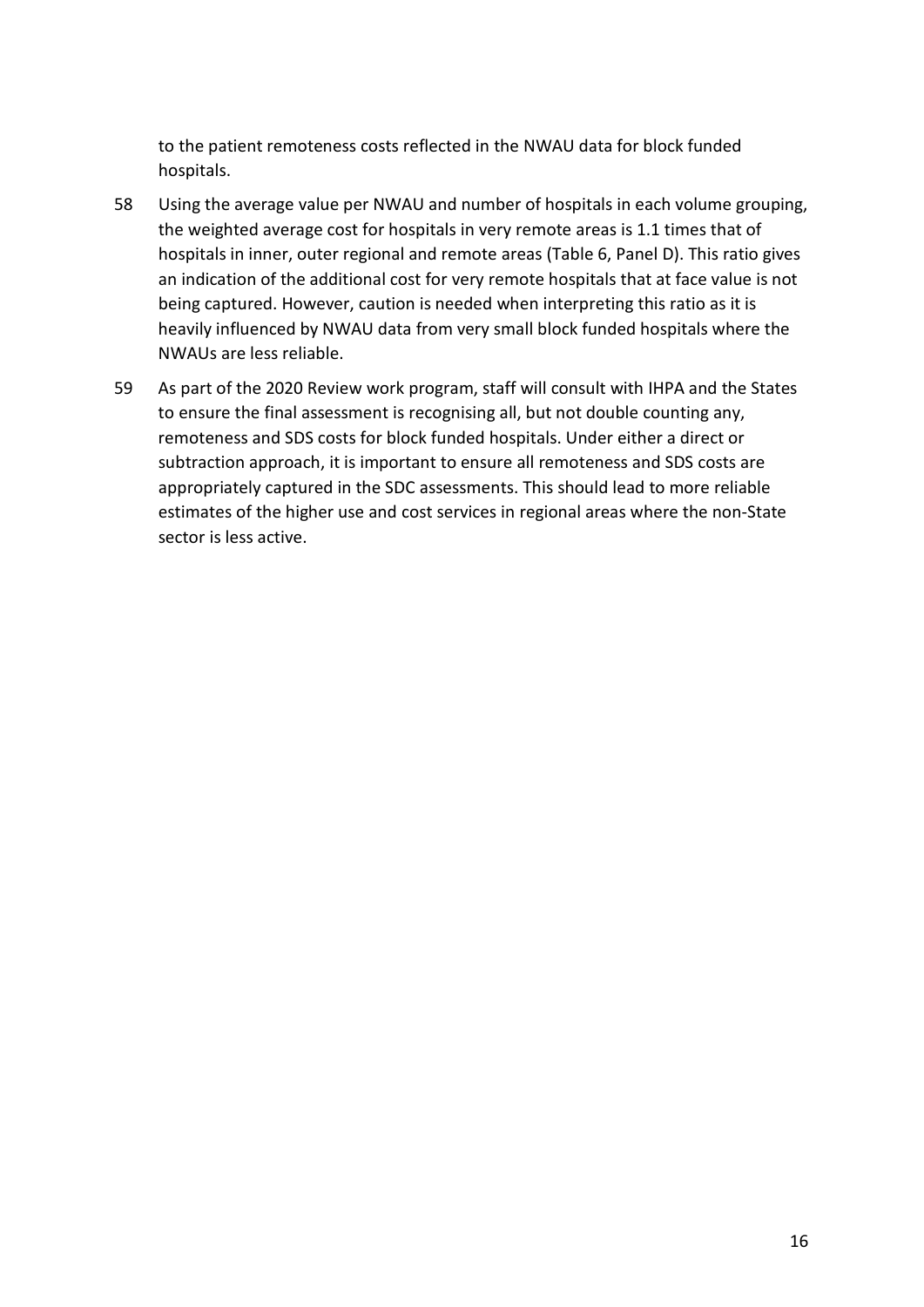to the patient remoteness costs reflected in the NWAU data for block funded hospitals.

58 Using the average value per NWAU and number of hospitals in each volume grouping, the weighted average cost for hospitals in very remote areas is 1.1 times that of hospitals in inner, outer regional and remote areas (Table 6, Panel D). This ratio gives an indication of the additional cost for very remote hospitals that at face value is not being captured. However, caution is needed when interpreting this ratio as it is heavily influenced by NWAU data from very small block funded hospitals where the NWAUs are less reliable.

59 As part of the 2020 Review work program, staff will consult with IHPA and the States to ensure the final assessment is recognising all, but not double counting any, remoteness and SDS costs for block funded hospitals. Under either a direct or subtraction approach, it is important to ensure all remoteness and SDS costs are appropriately captured in the SDC assessments. This should lead to more reliable estimates of the higher use and cost services in regional areas where the non-State sector is less active.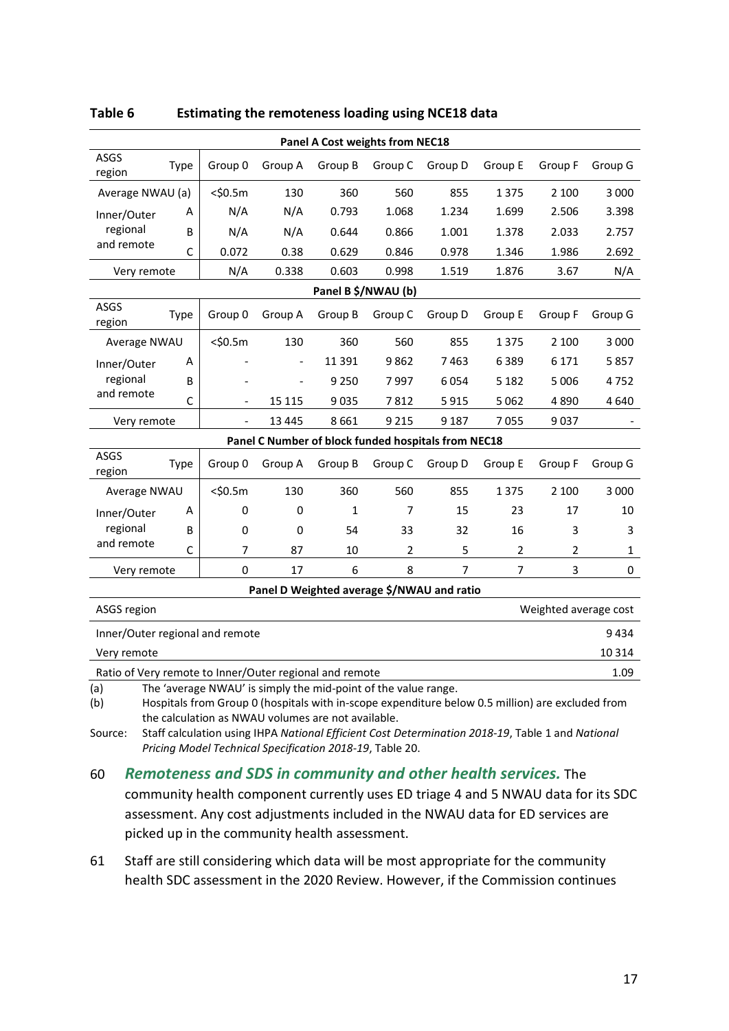**Table 6 Estimating the remoteness loading using NCE18 data**

| ASGS region | Type | Group 0 | Group A | Group B | Group C | Group D | Group E | Group F | Group G |
|---|---|---|---|---|---|---|---|---|---|
| **Panel A Cost weights from NEC18** | | | | | | | | | |
| Average NWAU (a) | | <$0.5m | 130 | 360 | 560 | 855 | 1 375 | 2 100 | 3 000 |
| Inner/Outer regional and remote | A | N/A | N/A | 0.793 | 1.068 | 1.234 | 1.699 | 2.506 | 3.398 |
| | B | N/A | N/A | 0.644 | 0.866 | 1.001 | 1.378 | 2.033 | 2.757 |
| | C | 0.072 | 0.38 | 0.629 | 0.846 | 0.978 | 1.346 | 1.986 | 2.692 |
| Very remote | | N/A | 0.338 | 0.603 | 0.998 | 1.519 | 1.876 | 3.67 | N/A |
| **Panel B $/NWAU (b)** | | | | | | | | | |
| Average NWAU | | <$0.5m | 130 | 360 | 560 | 855 | 1 375 | 2 100 | 3 000 |
| Inner/Outer regional and remote | A | - | - | 11 391 | 9 862 | 7 463 | 6 389 | 6 171 | 5 857 |
| | B | - | - | 9 250 | 7 997 | 6 054 | 5 182 | 5 006 | 4 752 |
| | C | - | 15 115 | 9 035 | 7 812 | 5 915 | 5 062 | 4 890 | 4 640 |
| Very remote | | - | 13 445 | 8 661 | 9 215 | 9 187 | 7 055 | 9 037 | - |
| **Panel C Number of block funded hospitals from NEC18** | | | | | | | | | |
| Average NWAU | | <$0.5m | 130 | 360 | 560 | 855 | 1 375 | 2 100 | 3 000 |
| Inner/Outer regional and remote | A | 0 | 0 | 1 | 7 | 15 | 23 | 17 | 10 |
| | B | 0 | 0 | 54 | 33 | 32 | 16 | 3 | 3 |
| | C | 7 | 87 | 10 | 2 | 5 | 2 | 2 | 1 |
| Very remote | | 0 | 17 | 6 | 8 | 7 | 7 | 3 | 0 |

**Panel D Weighted average $/NWAU and ratio**

| ASGS region | Weighted average cost |
|---|---|
| Inner/Outer regional and remote | 9 434 |
| Very remote | 10 314 |
| Ratio of Very remote to Inner/Outer regional and remote | 1.09 |

(a) The 'average NWAU' is simply the mid-point of the value range.

(b) Hospitals from Group 0 (hospitals with in-scope expenditure below 0.5 million) are excluded from the calculation as NWAU volumes are not available.

Source: Staff calculation using IHPA *National Efficient Cost Determination 2018-19*, Table 1 and *National Pricing Model Technical Specification 2018-19*, Table 20.

60 ***Remoteness and SDS in community and other health services.*** The community health component currently uses ED triage 4 and 5 NWAU data for its SDC assessment. Any cost adjustments included in the NWAU data for ED services are picked up in the community health assessment.

61 Staff are still considering which data will be most appropriate for the community health SDC assessment in the 2020 Review. However, if the Commission continues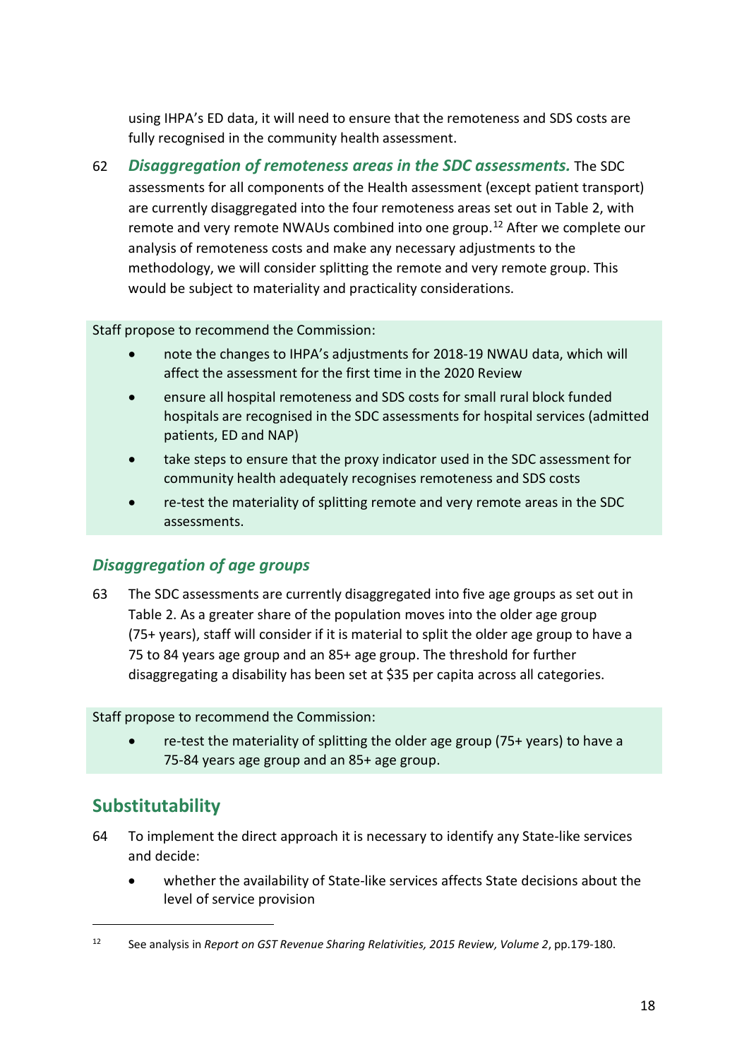using IHPA's ED data, it will need to ensure that the remoteness and SDS costs are fully recognised in the community health assessment.

62 ***Disaggregation of remoteness areas in the SDC assessments.*** The SDC assessments for all components of the Health assessment (except patient transport) are currently disaggregated into the four remoteness areas set out in Table 2, with remote and very remote NWAUs combined into one group.[12] After we complete our analysis of remoteness costs and make any necessary adjustments to the methodology, we will consider splitting the remote and very remote group. This would be subject to materiality and practicality considerations.

Staff propose to recommend the Commission:

- note the changes to IHPA's adjustments for 2018-19 NWAU data, which will affect the assessment for the first time in the 2020 Review
- ensure all hospital remoteness and SDS costs for small rural block funded hospitals are recognised in the SDC assessments for hospital services (admitted patients, ED and NAP)
- take steps to ensure that the proxy indicator used in the SDC assessment for community health adequately recognises remoteness and SDS costs
- re-test the materiality of splitting remote and very remote areas in the SDC assessments.

### *Disaggregation of age groups*

63 The SDC assessments are currently disaggregated into five age groups as set out in Table 2. As a greater share of the population moves into the older age group (75+ years), staff will consider if it is material to split the older age group to have a 75 to 84 years age group and an 85+ age group. The threshold for further disaggregating a disability has been set at $35 per capita across all categories.

Staff propose to recommend the Commission:

- re-test the materiality of splitting the older age group (75+ years) to have a 75-84 years age group and an 85+ age group.

## Substitutability

64 To implement the direct approach it is necessary to identify any State-like services and decide:

- whether the availability of State-like services affects State decisions about the level of service provision

[12] See analysis in *Report on GST Revenue Sharing Relativities, 2015 Review, Volume 2*, pp.179-180.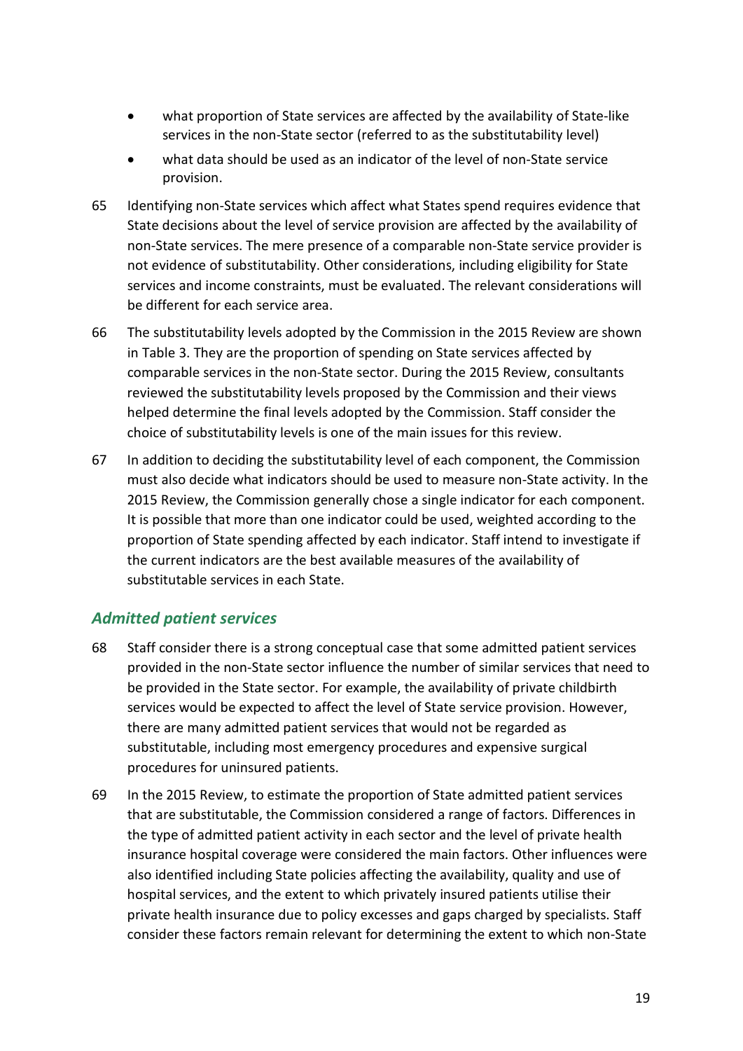- what proportion of State services are affected by the availability of State-like services in the non-State sector (referred to as the substitutability level)
- what data should be used as an indicator of the level of non-State service provision.

65 Identifying non-State services which affect what States spend requires evidence that State decisions about the level of service provision are affected by the availability of non-State services. The mere presence of a comparable non-State service provider is not evidence of substitutability. Other considerations, including eligibility for State services and income constraints, must be evaluated. The relevant considerations will be different for each service area.

66 The substitutability levels adopted by the Commission in the 2015 Review are shown in Table 3. They are the proportion of spending on State services affected by comparable services in the non-State sector. During the 2015 Review, consultants reviewed the substitutability levels proposed by the Commission and their views helped determine the final levels adopted by the Commission. Staff consider the choice of substitutability levels is one of the main issues for this review.

67 In addition to deciding the substitutability level of each component, the Commission must also decide what indicators should be used to measure non-State activity. In the 2015 Review, the Commission generally chose a single indicator for each component. It is possible that more than one indicator could be used, weighted according to the proportion of State spending affected by each indicator. Staff intend to investigate if the current indicators are the best available measures of the availability of substitutable services in each State.

### *Admitted patient services*

68 Staff consider there is a strong conceptual case that some admitted patient services provided in the non-State sector influence the number of similar services that need to be provided in the State sector. For example, the availability of private childbirth services would be expected to affect the level of State service provision. However, there are many admitted patient services that would not be regarded as substitutable, including most emergency procedures and expensive surgical procedures for uninsured patients.

69 In the 2015 Review, to estimate the proportion of State admitted patient services that are substitutable, the Commission considered a range of factors. Differences in the type of admitted patient activity in each sector and the level of private health insurance hospital coverage were considered the main factors. Other influences were also identified including State policies affecting the availability, quality and use of hospital services, and the extent to which privately insured patients utilise their private health insurance due to policy excesses and gaps charged by specialists. Staff consider these factors remain relevant for determining the extent to which non-State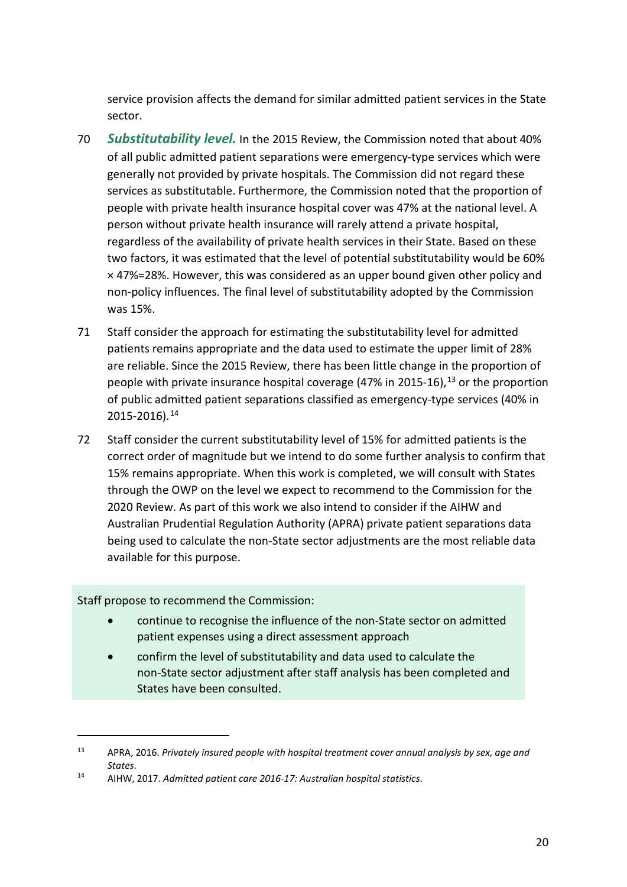service provision affects the demand for similar admitted patient services in the State sector.

70 ***Substitutability level.*** In the 2015 Review, the Commission noted that about 40% of all public admitted patient separations were emergency-type services which were generally not provided by private hospitals. The Commission did not regard these services as substitutable. Furthermore, the Commission noted that the proportion of people with private health insurance hospital cover was 47% at the national level. A person without private health insurance will rarely attend a private hospital, regardless of the availability of private health services in their State. Based on these two factors, it was estimated that the level of potential substitutability would be 60% × 47%=28%. However, this was considered as an upper bound given other policy and non-policy influences. The final level of substitutability adopted by the Commission was 15%.

71 Staff consider the approach for estimating the substitutability level for admitted patients remains appropriate and the data used to estimate the upper limit of 28% are reliable. Since the 2015 Review, there has been little change in the proportion of people with private insurance hospital coverage (47% in 2015-16),[13] or the proportion of public admitted patient separations classified as emergency-type services (40% in 2015-2016).[14]

72 Staff consider the current substitutability level of 15% for admitted patients is the correct order of magnitude but we intend to do some further analysis to confirm that 15% remains appropriate. When this work is completed, we will consult with States through the OWP on the level we expect to recommend to the Commission for the 2020 Review. As part of this work we also intend to consider if the AIHW and Australian Prudential Regulation Authority (APRA) private patient separations data being used to calculate the non-State sector adjustments are the most reliable data available for this purpose.

> Staff propose to recommend the Commission:
>
> - continue to recognise the influence of the non-State sector on admitted patient expenses using a direct assessment approach
> - confirm the level of substitutability and data used to calculate the non-State sector adjustment after staff analysis has been completed and States have been consulted.

---

[13] APRA, 2016. *Privately insured people with hospital treatment cover annual analysis by sex, age and States*.

[14] AIHW, 2017. *Admitted patient care 2016-17: Australian hospital statistics*.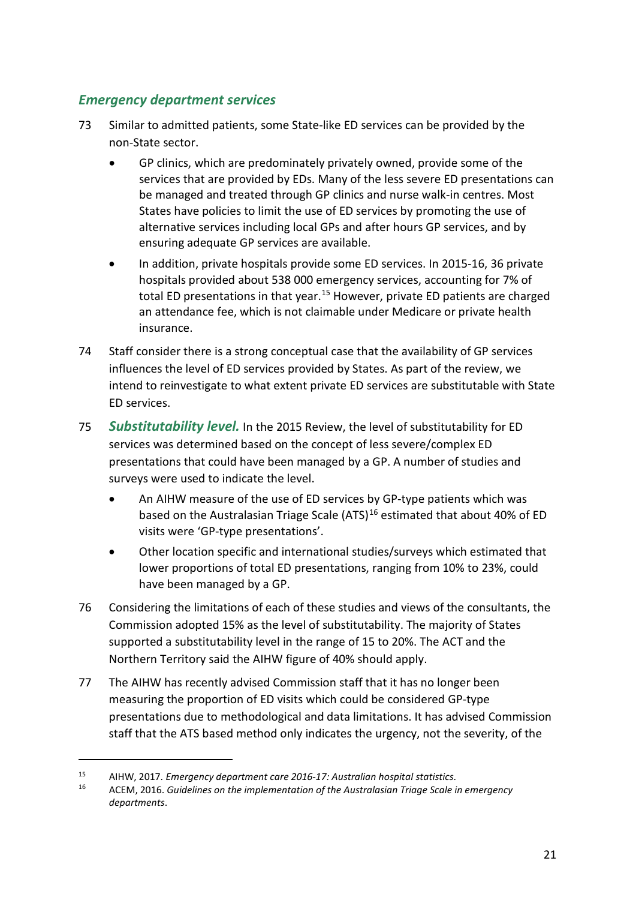### *Emergency department services*

73 Similar to admitted patients, some State-like ED services can be provided by the non-State sector.

- GP clinics, which are predominately privately owned, provide some of the services that are provided by EDs. Many of the less severe ED presentations can be managed and treated through GP clinics and nurse walk-in centres. Most States have policies to limit the use of ED services by promoting the use of alternative services including local GPs and after hours GP services, and by ensuring adequate GP services are available.
- In addition, private hospitals provide some ED services. In 2015-16, 36 private hospitals provided about 538 000 emergency services, accounting for 7% of total ED presentations in that year.[15] However, private ED patients are charged an attendance fee, which is not claimable under Medicare or private health insurance.

74 Staff consider there is a strong conceptual case that the availability of GP services influences the level of ED services provided by States. As part of the review, we intend to reinvestigate to what extent private ED services are substitutable with State ED services.

75 ***Substitutability level.*** In the 2015 Review, the level of substitutability for ED services was determined based on the concept of less severe/complex ED presentations that could have been managed by a GP. A number of studies and surveys were used to indicate the level.

- An AIHW measure of the use of ED services by GP-type patients which was based on the Australasian Triage Scale (ATS)[16] estimated that about 40% of ED visits were 'GP-type presentations'.
- Other location specific and international studies/surveys which estimated that lower proportions of total ED presentations, ranging from 10% to 23%, could have been managed by a GP.

76 Considering the limitations of each of these studies and views of the consultants, the Commission adopted 15% as the level of substitutability. The majority of States supported a substitutability level in the range of 15 to 20%. The ACT and the Northern Territory said the AIHW figure of 40% should apply.

77 The AIHW has recently advised Commission staff that it has no longer been measuring the proportion of ED visits which could be considered GP-type presentations due to methodological and data limitations. It has advised Commission staff that the ATS based method only indicates the urgency, not the severity, of the

---

[15] AIHW, 2017. *Emergency department care 2016-17: Australian hospital statistics*.

[16] ACEM, 2016. *Guidelines on the implementation of the Australasian Triage Scale in emergency departments*.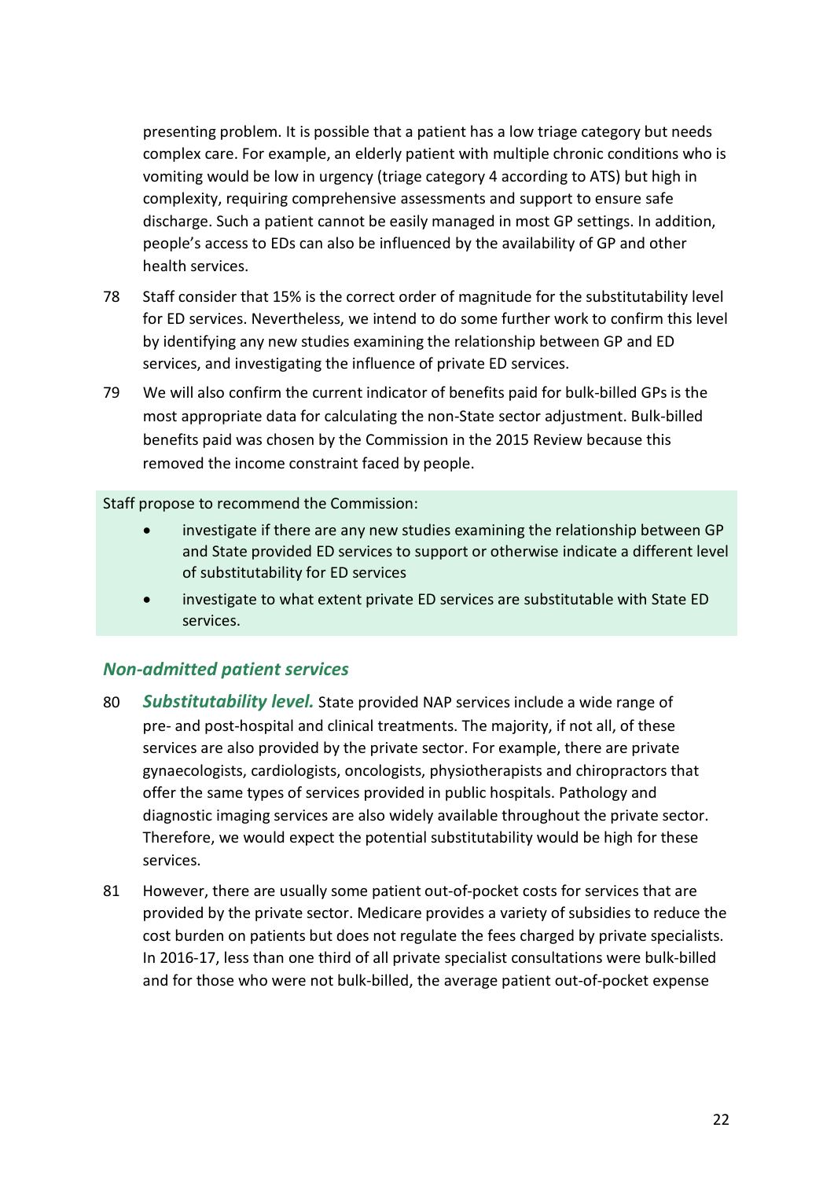presenting problem. It is possible that a patient has a low triage category but needs complex care. For example, an elderly patient with multiple chronic conditions who is vomiting would be low in urgency (triage category 4 according to ATS) but high in complexity, requiring comprehensive assessments and support to ensure safe discharge. Such a patient cannot be easily managed in most GP settings. In addition, people's access to EDs can also be influenced by the availability of GP and other health services.

78 Staff consider that 15% is the correct order of magnitude for the substitutability level for ED services. Nevertheless, we intend to do some further work to confirm this level by identifying any new studies examining the relationship between GP and ED services, and investigating the influence of private ED services.

79 We will also confirm the current indicator of benefits paid for bulk-billed GPs is the most appropriate data for calculating the non-State sector adjustment. Bulk-billed benefits paid was chosen by the Commission in the 2015 Review because this removed the income constraint faced by people.

Staff propose to recommend the Commission:

- investigate if there are any new studies examining the relationship between GP and State provided ED services to support or otherwise indicate a different level of substitutability for ED services
- investigate to what extent private ED services are substitutable with State ED services.

### *Non-admitted patient services*

80 ***Substitutability level.*** State provided NAP services include a wide range of pre- and post-hospital and clinical treatments. The majority, if not all, of these services are also provided by the private sector. For example, there are private gynaecologists, cardiologists, oncologists, physiotherapists and chiropractors that offer the same types of services provided in public hospitals. Pathology and diagnostic imaging services are also widely available throughout the private sector. Therefore, we would expect the potential substitutability would be high for these services.

81 However, there are usually some patient out-of-pocket costs for services that are provided by the private sector. Medicare provides a variety of subsidies to reduce the cost burden on patients but does not regulate the fees charged by private specialists. In 2016-17, less than one third of all private specialist consultations were bulk-billed and for those who were not bulk-billed, the average patient out-of-pocket expense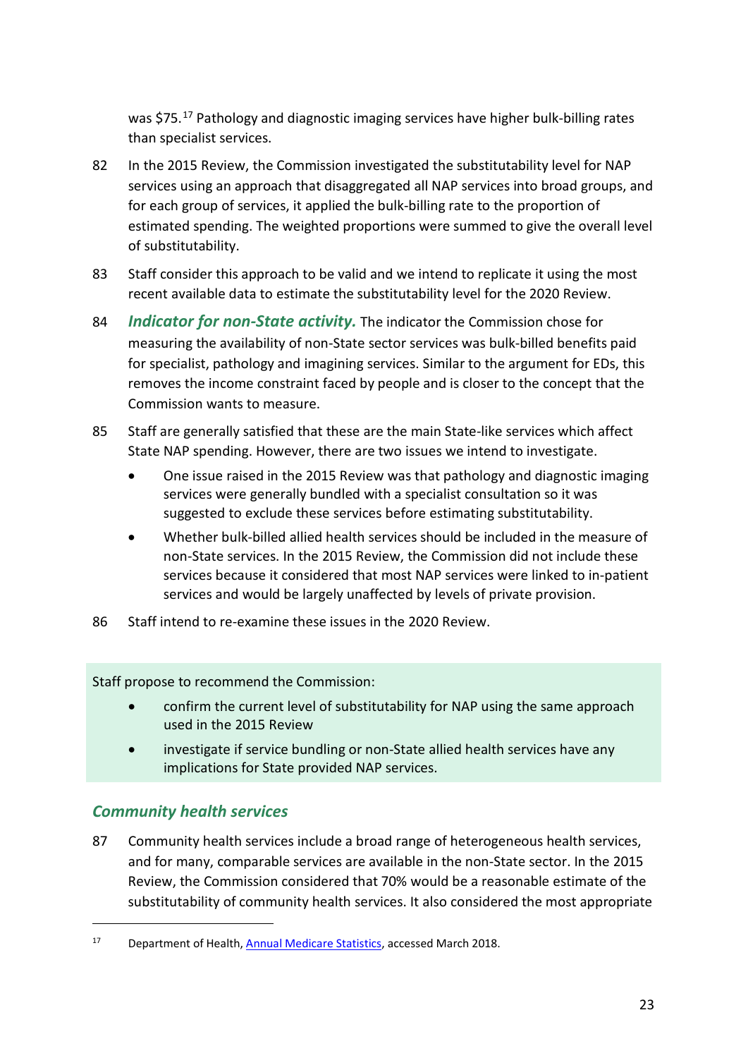was $75.[17] Pathology and diagnostic imaging services have higher bulk-billing rates than specialist services.

82 In the 2015 Review, the Commission investigated the substitutability level for NAP services using an approach that disaggregated all NAP services into broad groups, and for each group of services, it applied the bulk-billing rate to the proportion of estimated spending. The weighted proportions were summed to give the overall level of substitutability.

83 Staff consider this approach to be valid and we intend to replicate it using the most recent available data to estimate the substitutability level for the 2020 Review.

84 ***Indicator for non-State activity.*** The indicator the Commission chose for measuring the availability of non-State sector services was bulk-billed benefits paid for specialist, pathology and imagining services. Similar to the argument for EDs, this removes the income constraint faced by people and is closer to the concept that the Commission wants to measure.

85 Staff are generally satisfied that these are the main State-like services which affect State NAP spending. However, there are two issues we intend to investigate.

- One issue raised in the 2015 Review was that pathology and diagnostic imaging services were generally bundled with a specialist consultation so it was suggested to exclude these services before estimating substitutability.
- Whether bulk-billed allied health services should be included in the measure of non-State services. In the 2015 Review, the Commission did not include these services because it considered that most NAP services were linked to in-patient services and would be largely unaffected by levels of private provision.

86 Staff intend to re-examine these issues in the 2020 Review.

> Staff propose to recommend the Commission:
>
> - confirm the current level of substitutability for NAP using the same approach used in the 2015 Review
> - investigate if service bundling or non-State allied health services have any implications for State provided NAP services.

## *Community health services*

87 Community health services include a broad range of heterogeneous health services, and for many, comparable services are available in the non-State sector. In the 2015 Review, the Commission considered that 70% would be a reasonable estimate of the substitutability of community health services. It also considered the most appropriate

[17] Department of Health, Annual Medicare Statistics, accessed March 2018.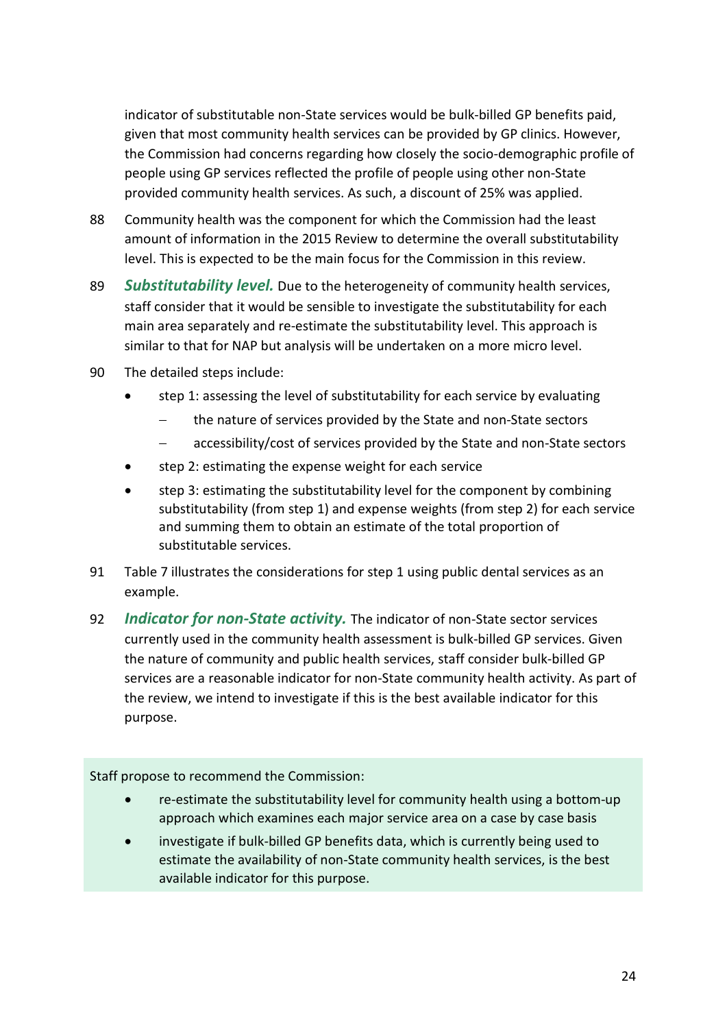indicator of substitutable non-State services would be bulk-billed GP benefits paid, given that most community health services can be provided by GP clinics. However, the Commission had concerns regarding how closely the socio-demographic profile of people using GP services reflected the profile of people using other non-State provided community health services. As such, a discount of 25% was applied.

88 Community health was the component for which the Commission had the least amount of information in the 2015 Review to determine the overall substitutability level. This is expected to be the main focus for the Commission in this review.

89 ***Substitutability level.*** Due to the heterogeneity of community health services, staff consider that it would be sensible to investigate the substitutability for each main area separately and re-estimate the substitutability level. This approach is similar to that for NAP but analysis will be undertaken on a more micro level.

90 The detailed steps include:

- step 1: assessing the level of substitutability for each service by evaluating
  - the nature of services provided by the State and non-State sectors
  - accessibility/cost of services provided by the State and non-State sectors
- step 2: estimating the expense weight for each service
- step 3: estimating the substitutability level for the component by combining substitutability (from step 1) and expense weights (from step 2) for each service and summing them to obtain an estimate of the total proportion of substitutable services.

91 Table 7 illustrates the considerations for step 1 using public dental services as an example.

92 ***Indicator for non-State activity.*** The indicator of non-State sector services currently used in the community health assessment is bulk-billed GP services. Given the nature of community and public health services, staff consider bulk-billed GP services are a reasonable indicator for non-State community health activity. As part of the review, we intend to investigate if this is the best available indicator for this purpose.

Staff propose to recommend the Commission:

- re-estimate the substitutability level for community health using a bottom-up approach which examines each major service area on a case by case basis
- investigate if bulk-billed GP benefits data, which is currently being used to estimate the availability of non-State community health services, is the best available indicator for this purpose.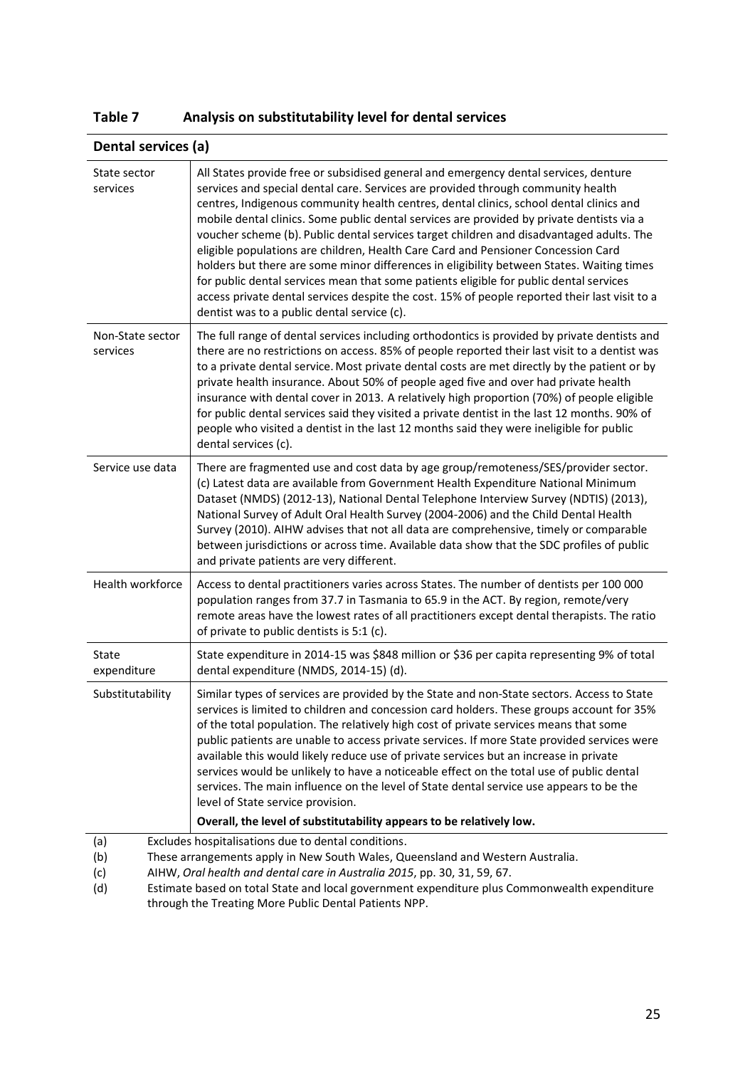### Table 7 Analysis on substitutability level for dental services

| Dental services (a) | |
|---|---|
| State sector services | All States provide free or subsidised general and emergency dental services, denture services and special dental care. Services are provided through community health centres, Indigenous community health centres, dental clinics, school dental clinics and mobile dental clinics. Some public dental services are provided by private dentists via a voucher scheme (b). Public dental services target children and disadvantaged adults. The eligible populations are children, Health Care Card and Pensioner Concession Card holders but there are some minor differences in eligibility between States. Waiting times for public dental services mean that some patients eligible for public dental services access private dental services despite the cost. 15% of people reported their last visit to a dentist was to a public dental service (c). |
| Non-State sector services | The full range of dental services including orthodontics is provided by private dentists and there are no restrictions on access. 85% of people reported their last visit to a dentist was to a private dental service. Most private dental costs are met directly by the patient or by private health insurance. About 50% of people aged five and over had private health insurance with dental cover in 2013. A relatively high proportion (70%) of people eligible for public dental services said they visited a private dentist in the last 12 months. 90% of people who visited a dentist in the last 12 months said they were ineligible for public dental services (c). |
| Service use data | There are fragmented use and cost data by age group/remoteness/SES/provider sector. (c) Latest data are available from Government Health Expenditure National Minimum Dataset (NMDS) (2012-13), National Dental Telephone Interview Survey (NDTIS) (2013), National Survey of Adult Oral Health Survey (2004-2006) and the Child Dental Health Survey (2010). AIHW advises that not all data are comprehensive, timely or comparable between jurisdictions or across time. Available data show that the SDC profiles of public and private patients are very different. |
| Health workforce | Access to dental practitioners varies across States. The number of dentists per 100 000 population ranges from 37.7 in Tasmania to 65.9 in the ACT. By region, remote/very remote areas have the lowest rates of all practitioners except dental therapists. The ratio of private to public dentists is 5:1 (c). |
| State expenditure | State expenditure in 2014-15 was $848 million or $36 per capita representing 9% of total dental expenditure (NMDS, 2014-15) (d). |
| Substitutability | Similar types of services are provided by the State and non-State sectors. Access to State services is limited to children and concession card holders. These groups account for 35% of the total population. The relatively high cost of private services means that some public patients are unable to access private services. If more State provided services were available this would likely reduce use of private services but an increase in private services would be unlikely to have a noticeable effect on the total use of public dental services. The main influence on the level of State dental service use appears to be the level of State service provision. **Overall, the level of substitutability appears to be relatively low.** |

(a) Excludes hospitalisations due to dental conditions.

(b) These arrangements apply in New South Wales, Queensland and Western Australia.

(c) AIHW, *Oral health and dental care in Australia 2015*, pp. 30, 31, 59, 67.

(d) Estimate based on total State and local government expenditure plus Commonwealth expenditure through the Treating More Public Dental Patients NPP.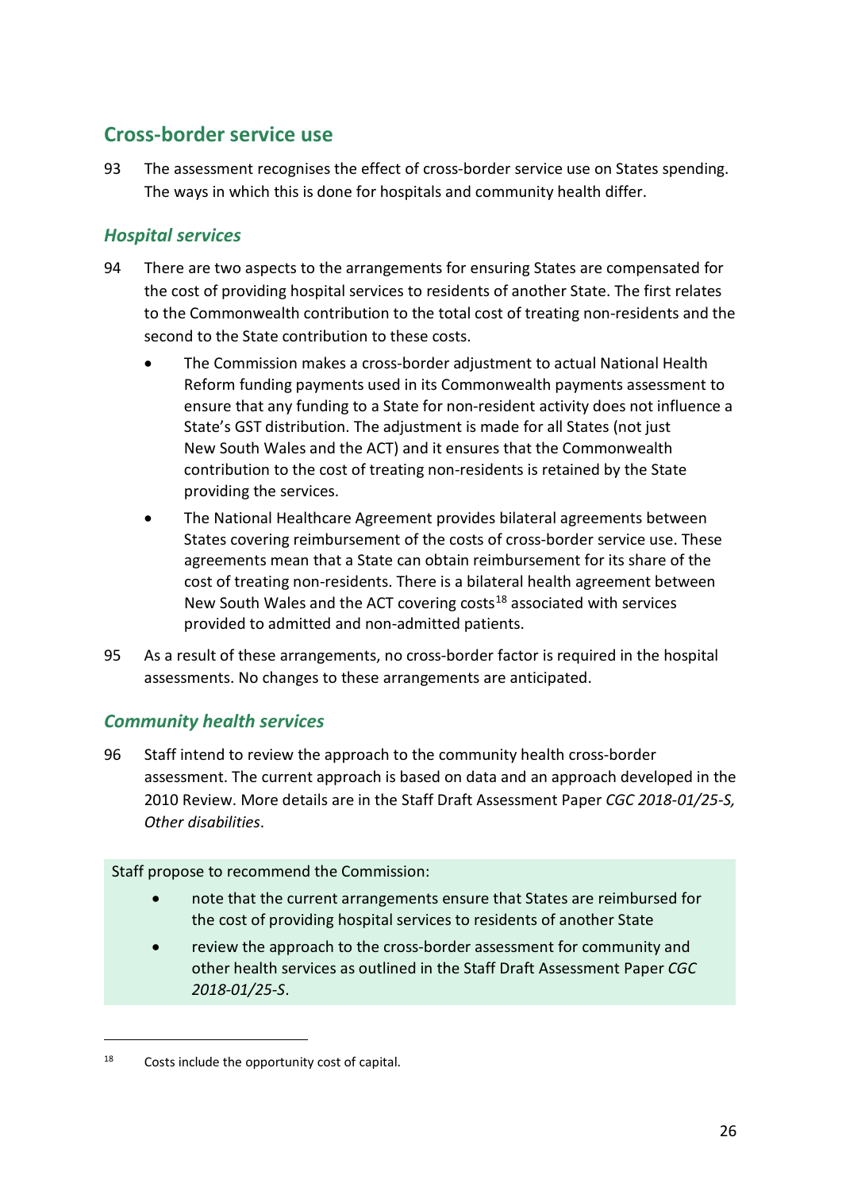## Cross-border service use

93 The assessment recognises the effect of cross-border service use on States spending. The ways in which this is done for hospitals and community health differ.

### *Hospital services*

94 There are two aspects to the arrangements for ensuring States are compensated for the cost of providing hospital services to residents of another State. The first relates to the Commonwealth contribution to the total cost of treating non-residents and the second to the State contribution to these costs.

- The Commission makes a cross-border adjustment to actual National Health Reform funding payments used in its Commonwealth payments assessment to ensure that any funding to a State for non-resident activity does not influence a State's GST distribution. The adjustment is made for all States (not just New South Wales and the ACT) and it ensures that the Commonwealth contribution to the cost of treating non-residents is retained by the State providing the services.
- The National Healthcare Agreement provides bilateral agreements between States covering reimbursement of the costs of cross-border service use. These agreements mean that a State can obtain reimbursement for its share of the cost of treating non-residents. There is a bilateral health agreement between New South Wales and the ACT covering costs[18] associated with services provided to admitted and non-admitted patients.

95 As a result of these arrangements, no cross-border factor is required in the hospital assessments. No changes to these arrangements are anticipated.

### *Community health services*

96 Staff intend to review the approach to the community health cross-border assessment. The current approach is based on data and an approach developed in the 2010 Review. More details are in the Staff Draft Assessment Paper *CGC 2018-01/25-S, Other disabilities*.

> Staff propose to recommend the Commission:
>
> - note that the current arrangements ensure that States are reimbursed for the cost of providing hospital services to residents of another State
> - review the approach to the cross-border assessment for community and other health services as outlined in the Staff Draft Assessment Paper *CGC 2018-01/25-S*.

---

[18] Costs include the opportunity cost of capital.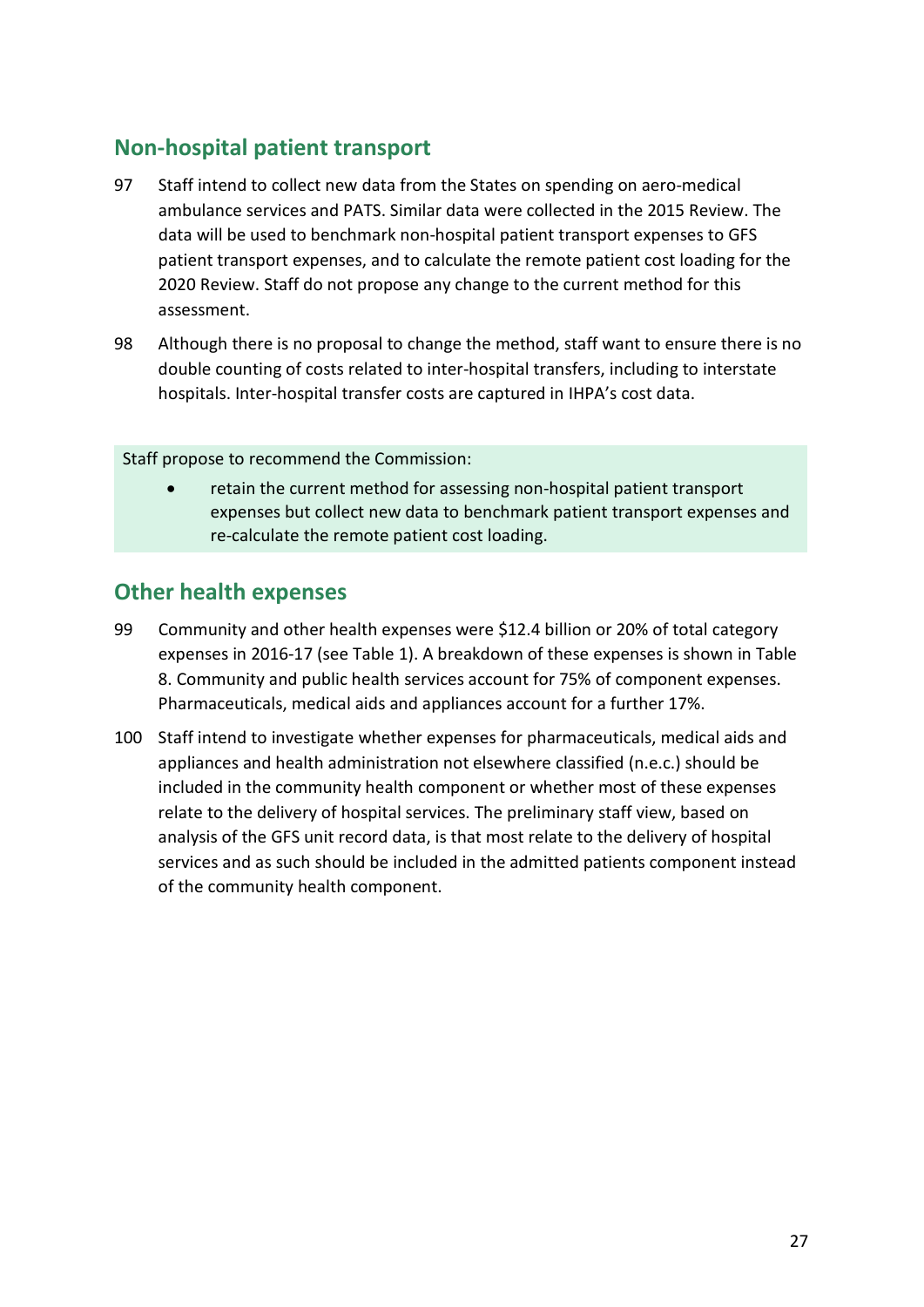## Non-hospital patient transport

97 Staff intend to collect new data from the States on spending on aero-medical ambulance services and PATS. Similar data were collected in the 2015 Review. The data will be used to benchmark non-hospital patient transport expenses to GFS patient transport expenses, and to calculate the remote patient cost loading for the 2020 Review. Staff do not propose any change to the current method for this assessment.

98 Although there is no proposal to change the method, staff want to ensure there is no double counting of costs related to inter-hospital transfers, including to interstate hospitals. Inter-hospital transfer costs are captured in IHPA's cost data.

Staff propose to recommend the Commission:

- retain the current method for assessing non-hospital patient transport expenses but collect new data to benchmark patient transport expenses and re-calculate the remote patient cost loading.

## Other health expenses

99 Community and other health expenses were $12.4 billion or 20% of total category expenses in 2016-17 (see Table 1). A breakdown of these expenses is shown in Table 8. Community and public health services account for 75% of component expenses. Pharmaceuticals, medical aids and appliances account for a further 17%.

100 Staff intend to investigate whether expenses for pharmaceuticals, medical aids and appliances and health administration not elsewhere classified (n.e.c.) should be included in the community health component or whether most of these expenses relate to the delivery of hospital services. The preliminary staff view, based on analysis of the GFS unit record data, is that most relate to the delivery of hospital services and as such should be included in the admitted patients component instead of the community health component.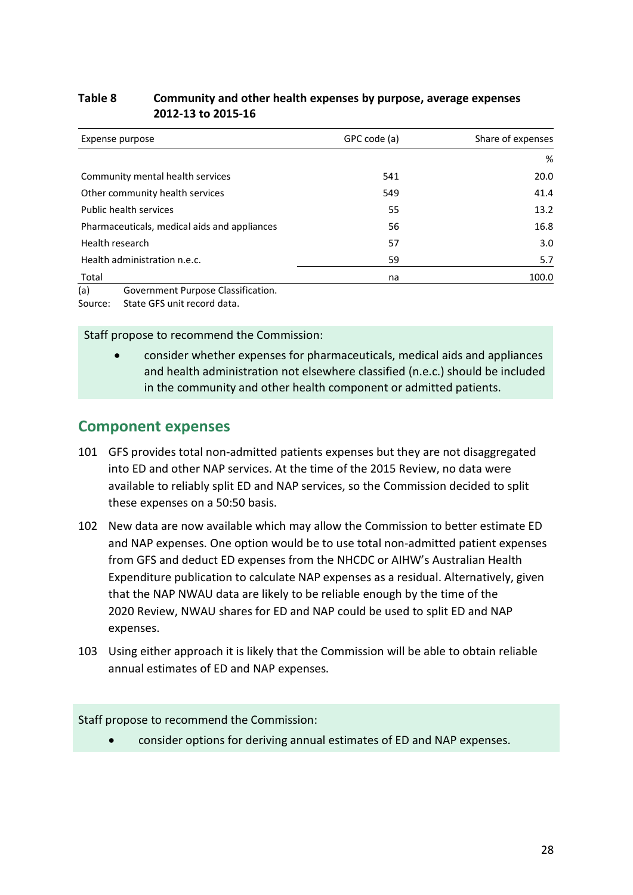**Table 8 Community and other health expenses by purpose, average expenses 2012-13 to 2015-16**

| Expense purpose | GPC code (a) | Share of expenses |
|---|---|---|
| | | % |
| Community mental health services | 541 | 20.0 |
| Other community health services | 549 | 41.4 |
| Public health services | 55 | 13.2 |
| Pharmaceuticals, medical aids and appliances | 56 | 16.8 |
| Health research | 57 | 3.0 |
| Health administration n.e.c. | 59 | 5.7 |
| Total | na | 100.0 |

(a) Government Purpose Classification.
Source: State GFS unit record data.

Staff propose to recommend the Commission:

- consider whether expenses for pharmaceuticals, medical aids and appliances and health administration not elsewhere classified (n.e.c.) should be included in the community and other health component or admitted patients.

## Component expenses

101 GFS provides total non-admitted patients expenses but they are not disaggregated into ED and other NAP services. At the time of the 2015 Review, no data were available to reliably split ED and NAP services, so the Commission decided to split these expenses on a 50:50 basis.

102 New data are now available which may allow the Commission to better estimate ED and NAP expenses. One option would be to use total non-admitted patient expenses from GFS and deduct ED expenses from the NHCDC or AIHW's Australian Health Expenditure publication to calculate NAP expenses as a residual. Alternatively, given that the NAP NWAU data are likely to be reliable enough by the time of the 2020 Review, NWAU shares for ED and NAP could be used to split ED and NAP expenses.

103 Using either approach it is likely that the Commission will be able to obtain reliable annual estimates of ED and NAP expenses.

Staff propose to recommend the Commission:

- consider options for deriving annual estimates of ED and NAP expenses.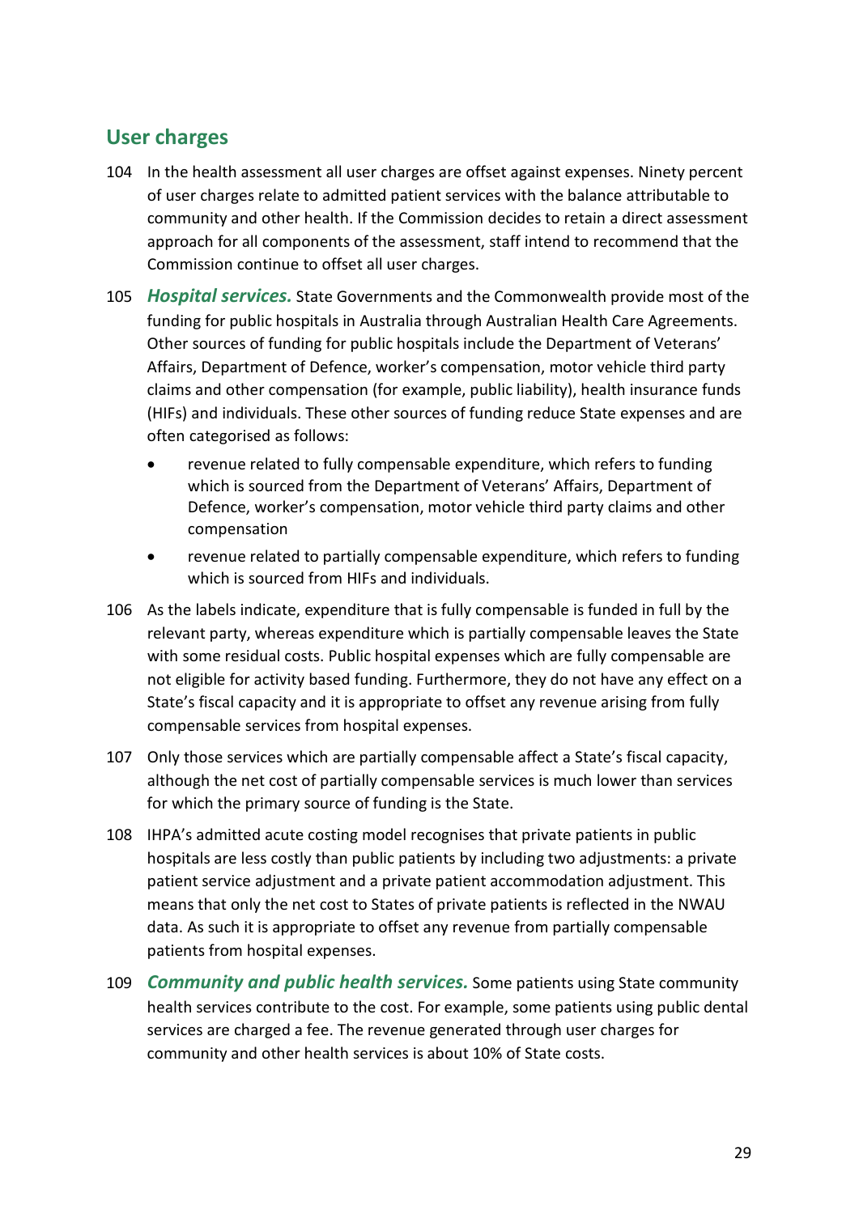## User charges

104 In the health assessment all user charges are offset against expenses. Ninety percent of user charges relate to admitted patient services with the balance attributable to community and other health. If the Commission decides to retain a direct assessment approach for all components of the assessment, staff intend to recommend that the Commission continue to offset all user charges.

105 ***Hospital services.*** State Governments and the Commonwealth provide most of the funding for public hospitals in Australia through Australian Health Care Agreements. Other sources of funding for public hospitals include the Department of Veterans' Affairs, Department of Defence, worker's compensation, motor vehicle third party claims and other compensation (for example, public liability), health insurance funds (HIFs) and individuals. These other sources of funding reduce State expenses and are often categorised as follows:

- revenue related to fully compensable expenditure, which refers to funding which is sourced from the Department of Veterans' Affairs, Department of Defence, worker's compensation, motor vehicle third party claims and other compensation
- revenue related to partially compensable expenditure, which refers to funding which is sourced from HIFs and individuals.

106 As the labels indicate, expenditure that is fully compensable is funded in full by the relevant party, whereas expenditure which is partially compensable leaves the State with some residual costs. Public hospital expenses which are fully compensable are not eligible for activity based funding. Furthermore, they do not have any effect on a State's fiscal capacity and it is appropriate to offset any revenue arising from fully compensable services from hospital expenses.

107 Only those services which are partially compensable affect a State's fiscal capacity, although the net cost of partially compensable services is much lower than services for which the primary source of funding is the State.

108 IHPA's admitted acute costing model recognises that private patients in public hospitals are less costly than public patients by including two adjustments: a private patient service adjustment and a private patient accommodation adjustment. This means that only the net cost to States of private patients is reflected in the NWAU data. As such it is appropriate to offset any revenue from partially compensable patients from hospital expenses.

109 ***Community and public health services.*** Some patients using State community health services contribute to the cost. For example, some patients using public dental services are charged a fee. The revenue generated through user charges for community and other health services is about 10% of State costs.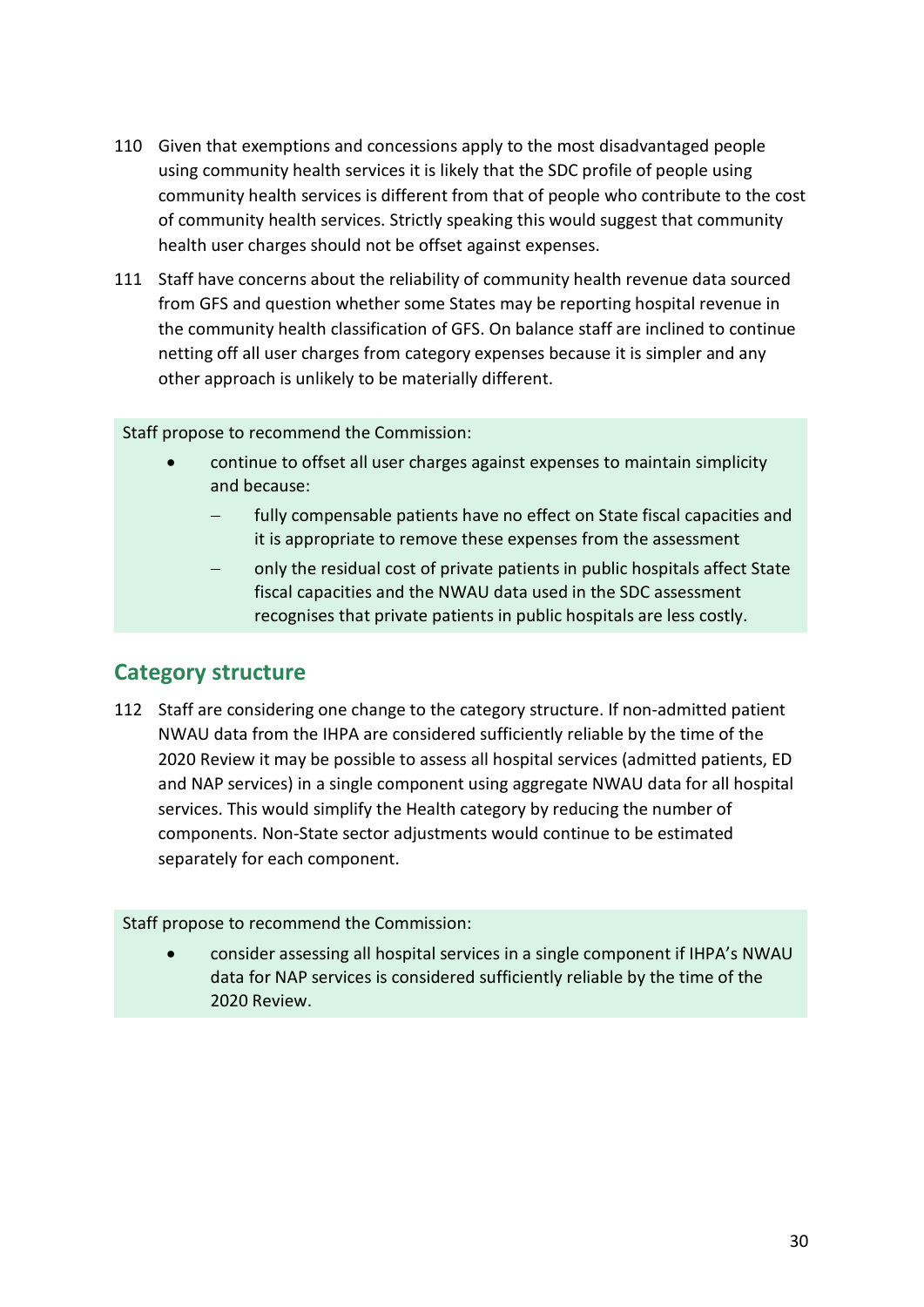110 Given that exemptions and concessions apply to the most disadvantaged people using community health services it is likely that the SDC profile of people using community health services is different from that of people who contribute to the cost of community health services. Strictly speaking this would suggest that community health user charges should not be offset against expenses.

111 Staff have concerns about the reliability of community health revenue data sourced from GFS and question whether some States may be reporting hospital revenue in the community health classification of GFS. On balance staff are inclined to continue netting off all user charges from category expenses because it is simpler and any other approach is unlikely to be materially different.

> Staff propose to recommend the Commission:
>
> - continue to offset all user charges against expenses to maintain simplicity and because:
>   - fully compensable patients have no effect on State fiscal capacities and it is appropriate to remove these expenses from the assessment
>   - only the residual cost of private patients in public hospitals affect State fiscal capacities and the NWAU data used in the SDC assessment recognises that private patients in public hospitals are less costly.

## Category structure

112 Staff are considering one change to the category structure. If non-admitted patient NWAU data from the IHPA are considered sufficiently reliable by the time of the 2020 Review it may be possible to assess all hospital services (admitted patients, ED and NAP services) in a single component using aggregate NWAU data for all hospital services. This would simplify the Health category by reducing the number of components. Non-State sector adjustments would continue to be estimated separately for each component.

> Staff propose to recommend the Commission:
>
> - consider assessing all hospital services in a single component if IHPA's NWAU data for NAP services is considered sufficiently reliable by the time of the 2020 Review.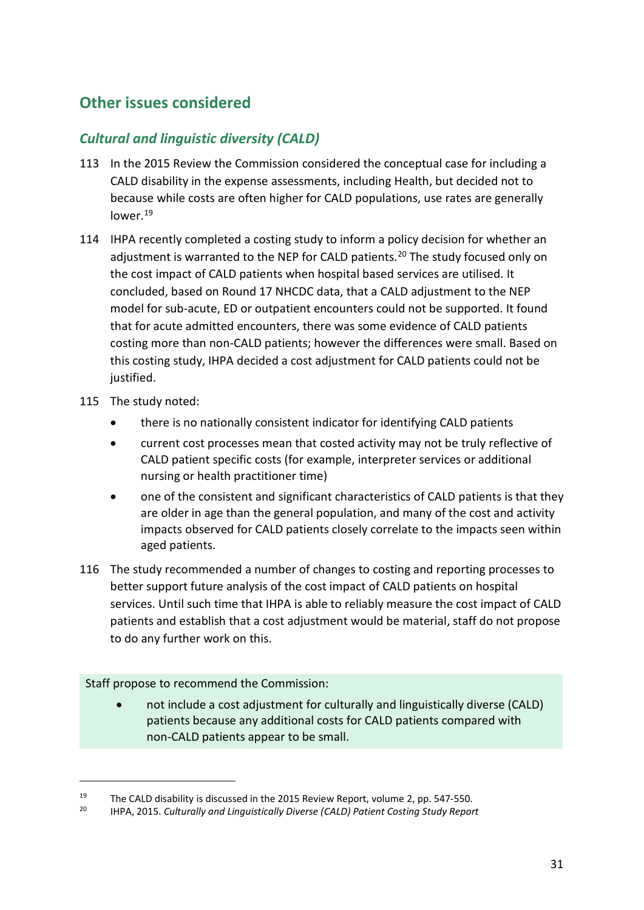## Other issues considered

### *Cultural and linguistic diversity (CALD)*

113 In the 2015 Review the Commission considered the conceptual case for including a CALD disability in the expense assessments, including Health, but decided not to because while costs are often higher for CALD populations, use rates are generally lower.[19]

114 IHPA recently completed a costing study to inform a policy decision for whether an adjustment is warranted to the NEP for CALD patients.[20] The study focused only on the cost impact of CALD patients when hospital based services are utilised. It concluded, based on Round 17 NHCDC data, that a CALD adjustment to the NEP model for sub-acute, ED or outpatient encounters could not be supported. It found that for acute admitted encounters, there was some evidence of CALD patients costing more than non-CALD patients; however the differences were small. Based on this costing study, IHPA decided a cost adjustment for CALD patients could not be justified.

115 The study noted:

- there is no nationally consistent indicator for identifying CALD patients
- current cost processes mean that costed activity may not be truly reflective of CALD patient specific costs (for example, interpreter services or additional nursing or health practitioner time)
- one of the consistent and significant characteristics of CALD patients is that they are older in age than the general population, and many of the cost and activity impacts observed for CALD patients closely correlate to the impacts seen within aged patients.

116 The study recommended a number of changes to costing and reporting processes to better support future analysis of the cost impact of CALD patients on hospital services. Until such time that IHPA is able to reliably measure the cost impact of CALD patients and establish that a cost adjustment would be material, staff do not propose to do any further work on this.

> Staff propose to recommend the Commission:
>
> - not include a cost adjustment for culturally and linguistically diverse (CALD) patients because any additional costs for CALD patients compared with non-CALD patients appear to be small.

---

[19] The CALD disability is discussed in the 2015 Review Report, volume 2, pp. 547-550.

[20] IHPA, 2015. *Culturally and Linguistically Diverse (CALD) Patient Costing Study Report*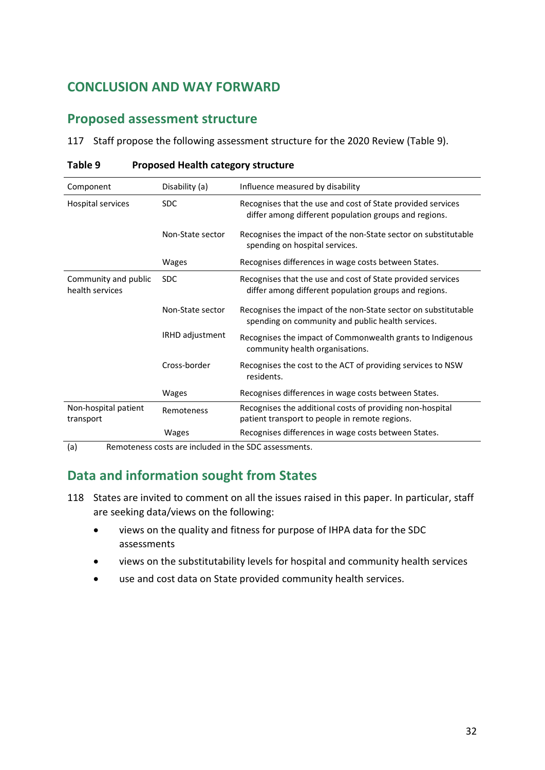## CONCLUSION AND WAY FORWARD

### Proposed assessment structure

117 Staff propose the following assessment structure for the 2020 Review (Table 9).

**Table 9 Proposed Health category structure**

| Component | Disability (a) | Influence measured by disability |
|---|---|---|
| Hospital services | SDC | Recognises that the use and cost of State provided services differ among different population groups and regions. |
| | Non-State sector | Recognises the impact of the non-State sector on substitutable spending on hospital services. |
| | Wages | Recognises differences in wage costs between States. |
| Community and public health services | SDC | Recognises that the use and cost of State provided services differ among different population groups and regions. |
| | Non-State sector | Recognises the impact of the non-State sector on substitutable spending on community and public health services. |
| | IRHD adjustment | Recognises the impact of Commonwealth grants to Indigenous community health organisations. |
| | Cross-border | Recognises the cost to the ACT of providing services to NSW residents. |
| | Wages | Recognises differences in wage costs between States. |
| Non-hospital patient transport | Remoteness | Recognises the additional costs of providing non-hospital patient transport to people in remote regions. |
| | Wages | Recognises differences in wage costs between States. |

(a) Remoteness costs are included in the SDC assessments.

### Data and information sought from States

118 States are invited to comment on all the issues raised in this paper. In particular, staff are seeking data/views on the following:

- views on the quality and fitness for purpose of IHPA data for the SDC assessments
- views on the substitutability levels for hospital and community health services
- use and cost data on State provided community health services.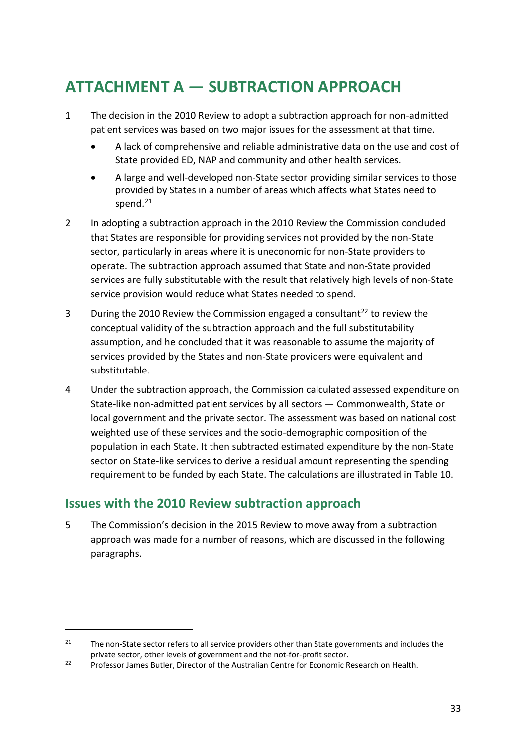# ATTACHMENT A — SUBTRACTION APPROACH

1 The decision in the 2010 Review to adopt a subtraction approach for non-admitted patient services was based on two major issues for the assessment at that time.

- A lack of comprehensive and reliable administrative data on the use and cost of State provided ED, NAP and community and other health services.
- A large and well-developed non-State sector providing similar services to those provided by States in a number of areas which affects what States need to spend.[21]

2 In adopting a subtraction approach in the 2010 Review the Commission concluded that States are responsible for providing services not provided by the non-State sector, particularly in areas where it is uneconomic for non-State providers to operate. The subtraction approach assumed that State and non-State provided services are fully substitutable with the result that relatively high levels of non-State service provision would reduce what States needed to spend.

3 During the 2010 Review the Commission engaged a consultant[22] to review the conceptual validity of the subtraction approach and the full substitutability assumption, and he concluded that it was reasonable to assume the majority of services provided by the States and non-State providers were equivalent and substitutable.

4 Under the subtraction approach, the Commission calculated assessed expenditure on State-like non-admitted patient services by all sectors — Commonwealth, State or local government and the private sector. The assessment was based on national cost weighted use of these services and the socio-demographic composition of the population in each State. It then subtracted estimated expenditure by the non-State sector on State-like services to derive a residual amount representing the spending requirement to be funded by each State. The calculations are illustrated in Table 10.

## Issues with the 2010 Review subtraction approach

5 The Commission's decision in the 2015 Review to move away from a subtraction approach was made for a number of reasons, which are discussed in the following paragraphs.

---

21 The non-State sector refers to all service providers other than State governments and includes the private sector, other levels of government and the not-for-profit sector.

22 Professor James Butler, Director of the Australian Centre for Economic Research on Health.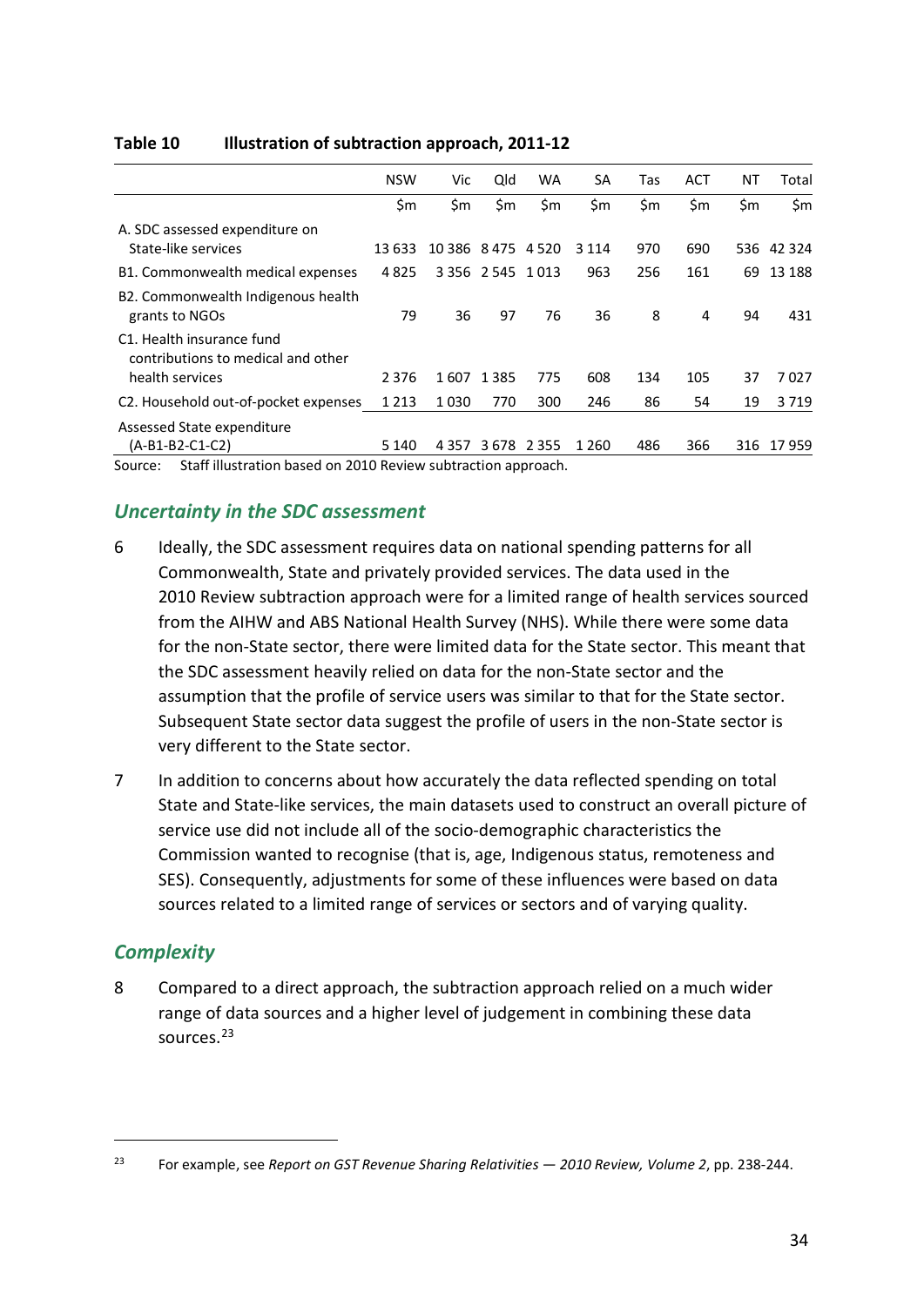**Table 10 Illustration of subtraction approach, 2011-12**

| | NSW | Vic | Qld | WA | SA | Tas | ACT | NT | Total |
|---|---|---|---|---|---|---|---|---|---|
| | $m | $m | $m | $m | $m | $m | $m | $m | $m |
| A. SDC assessed expenditure on State-like services | 13 633 | 10 386 | 8 475 | 4 520 | 3 114 | 970 | 690 | 536 | 42 324 |
| B1. Commonwealth medical expenses | 4 825 | 3 356 | 2 545 | 1 013 | 963 | 256 | 161 | 69 | 13 188 |
| B2. Commonwealth Indigenous health grants to NGOs | 79 | 36 | 97 | 76 | 36 | 8 | 4 | 94 | 431 |
| C1. Health insurance fund contributions to medical and other health services | 2 376 | 1 607 | 1 385 | 775 | 608 | 134 | 105 | 37 | 7 027 |
| C2. Household out-of-pocket expenses | 1 213 | 1 030 | 770 | 300 | 246 | 86 | 54 | 19 | 3 719 |
| Assessed State expenditure (A-B1-B2-C1-C2) | 5 140 | 4 357 | 3 678 | 2 355 | 1 260 | 486 | 366 | 316 | 17 959 |

Source: Staff illustration based on 2010 Review subtraction approach.

## *Uncertainty in the SDC assessment*

6 Ideally, the SDC assessment requires data on national spending patterns for all Commonwealth, State and privately provided services. The data used in the 2010 Review subtraction approach were for a limited range of health services sourced from the AIHW and ABS National Health Survey (NHS). While there were some data for the non-State sector, there were limited data for the State sector. This meant that the SDC assessment heavily relied on data for the non-State sector and the assumption that the profile of service users was similar to that for the State sector. Subsequent State sector data suggest the profile of users in the non-State sector is very different to the State sector.

7 In addition to concerns about how accurately the data reflected spending on total State and State-like services, the main datasets used to construct an overall picture of service use did not include all of the socio-demographic characteristics the Commission wanted to recognise (that is, age, Indigenous status, remoteness and SES). Consequently, adjustments for some of these influences were based on data sources related to a limited range of services or sectors and of varying quality.

## *Complexity*

8 Compared to a direct approach, the subtraction approach relied on a much wider range of data sources and a higher level of judgement in combining these data sources.[23]

---

[23] For example, see *Report on GST Revenue Sharing Relativities — 2010 Review, Volume 2*, pp. 238-244.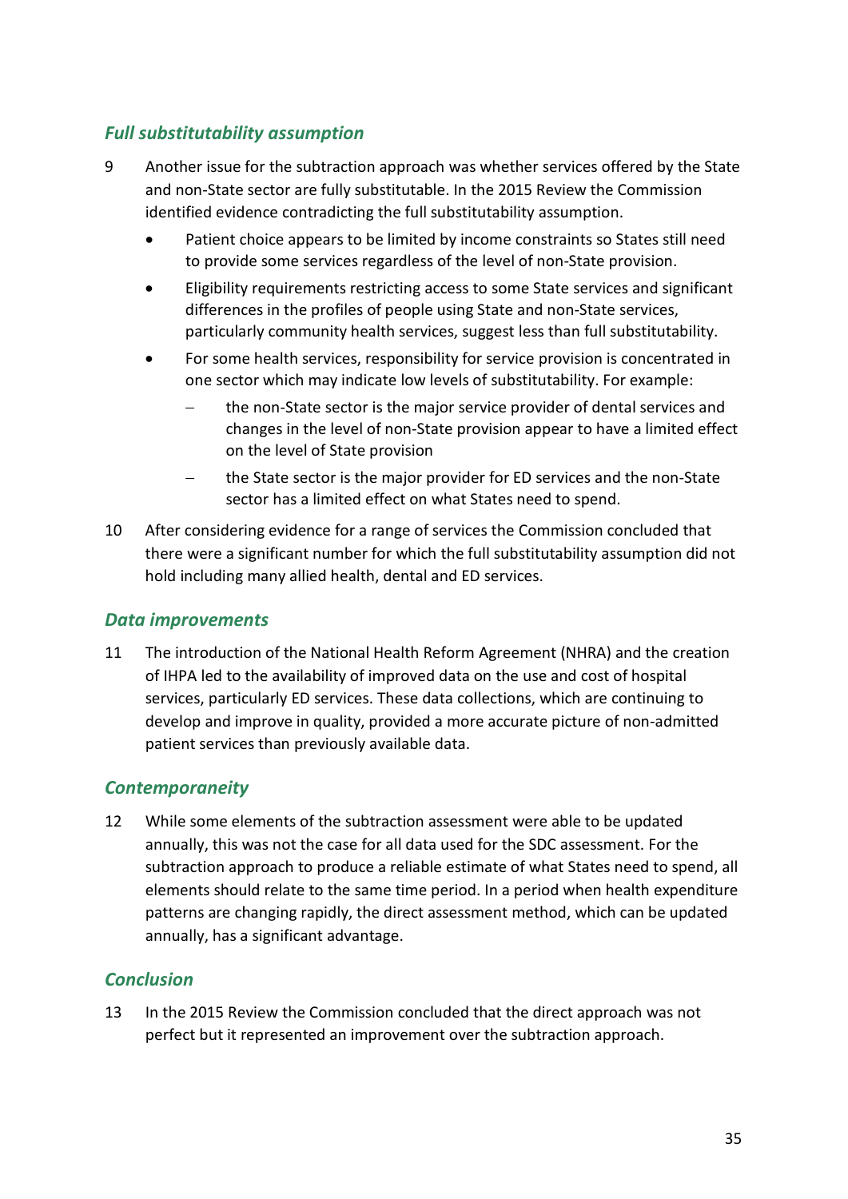### *Full substitutability assumption*

9 Another issue for the subtraction approach was whether services offered by the State and non-State sector are fully substitutable. In the 2015 Review the Commission identified evidence contradicting the full substitutability assumption.

- Patient choice appears to be limited by income constraints so States still need to provide some services regardless of the level of non-State provision.
- Eligibility requirements restricting access to some State services and significant differences in the profiles of people using State and non-State services, particularly community health services, suggest less than full substitutability.
- For some health services, responsibility for service provision is concentrated in one sector which may indicate low levels of substitutability. For example:
  - the non-State sector is the major service provider of dental services and changes in the level of non-State provision appear to have a limited effect on the level of State provision
  - the State sector is the major provider for ED services and the non-State sector has a limited effect on what States need to spend.

10 After considering evidence for a range of services the Commission concluded that there were a significant number for which the full substitutability assumption did not hold including many allied health, dental and ED services.

### *Data improvements*

11 The introduction of the National Health Reform Agreement (NHRA) and the creation of IHPA led to the availability of improved data on the use and cost of hospital services, particularly ED services. These data collections, which are continuing to develop and improve in quality, provided a more accurate picture of non-admitted patient services than previously available data.

### *Contemporaneity*

12 While some elements of the subtraction assessment were able to be updated annually, this was not the case for all data used for the SDC assessment. For the subtraction approach to produce a reliable estimate of what States need to spend, all elements should relate to the same time period. In a period when health expenditure patterns are changing rapidly, the direct assessment method, which can be updated annually, has a significant advantage.

### *Conclusion*

13 In the 2015 Review the Commission concluded that the direct approach was not perfect but it represented an improvement over the subtraction approach.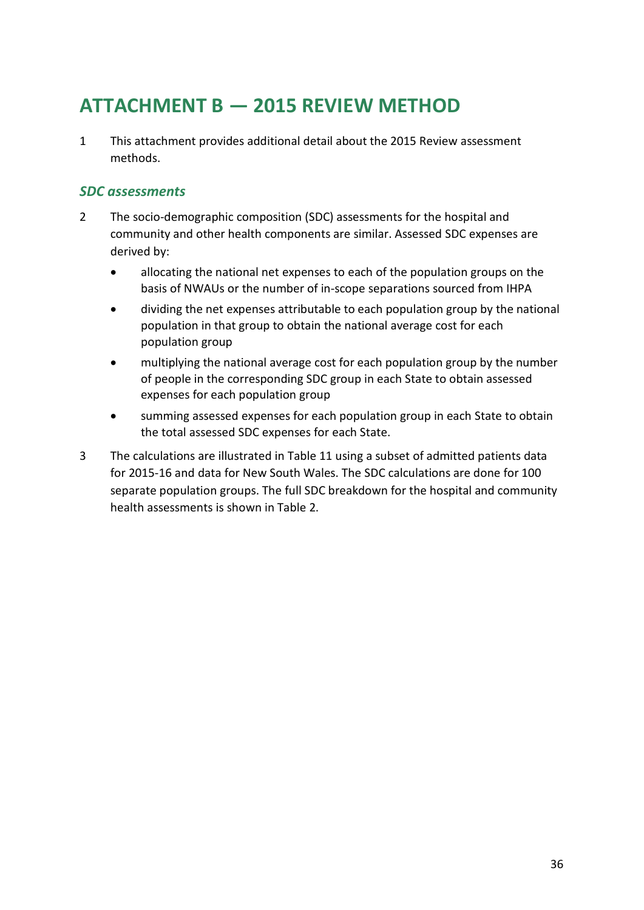# ATTACHMENT B — 2015 REVIEW METHOD

1 This attachment provides additional detail about the 2015 Review assessment methods.

### *SDC assessments*

2 The socio-demographic composition (SDC) assessments for the hospital and community and other health components are similar. Assessed SDC expenses are derived by:

- allocating the national net expenses to each of the population groups on the basis of NWAUs or the number of in-scope separations sourced from IHPA
- dividing the net expenses attributable to each population group by the national population in that group to obtain the national average cost for each population group
- multiplying the national average cost for each population group by the number of people in the corresponding SDC group in each State to obtain assessed expenses for each population group
- summing assessed expenses for each population group in each State to obtain the total assessed SDC expenses for each State.

3 The calculations are illustrated in Table 11 using a subset of admitted patients data for 2015-16 and data for New South Wales. The SDC calculations are done for 100 separate population groups. The full SDC breakdown for the hospital and community health assessments is shown in Table 2.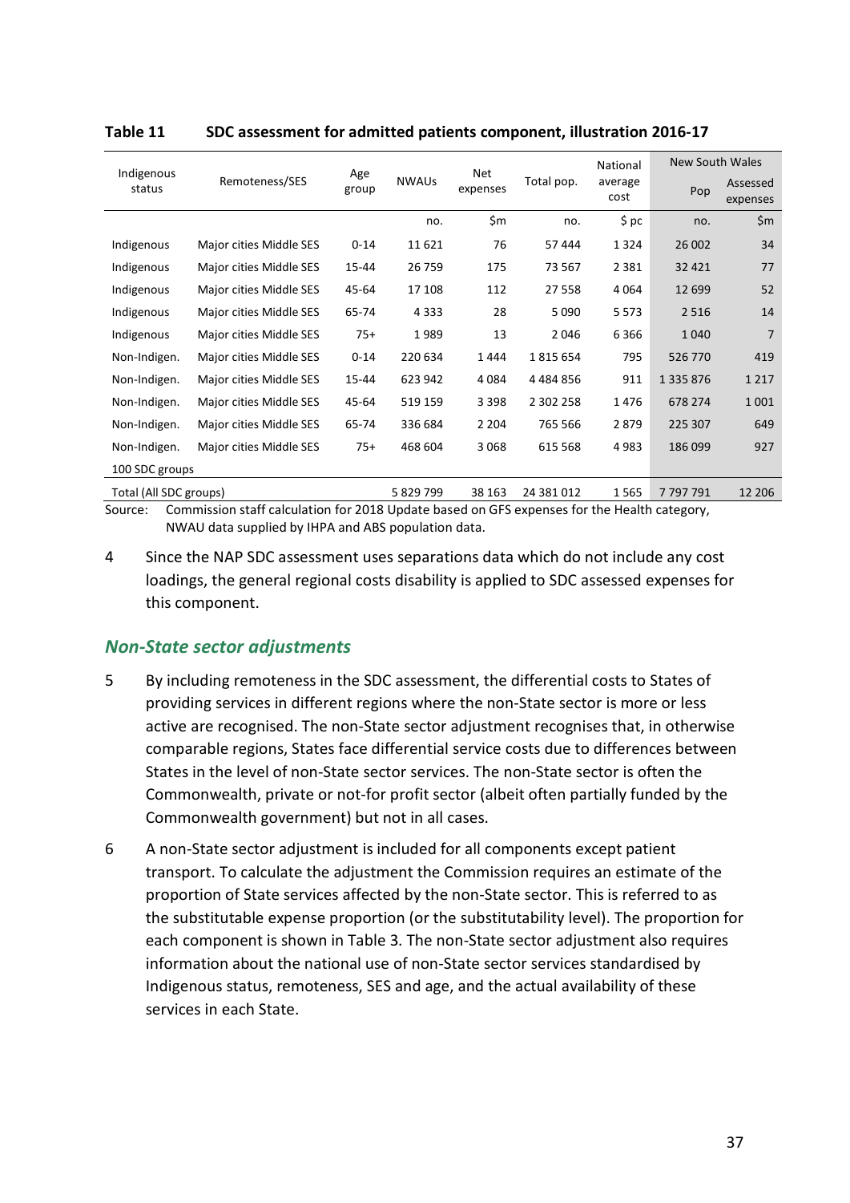**Table 11 SDC assessment for admitted patients component, illustration 2016-17**

| Indigenous status | Remoteness/SES | Age group | NWAUs | Net expenses | Total pop. | National average cost | New South Wales | |
|---|---|---|---|---|---|---|---|---|
| | | | | | | | Pop | Assessed expenses |
| | | | no. | $m | no. | $ pc | no. | $m |
| Indigenous | Major cities Middle SES | 0-14 | 11 621 | 76 | 57 444 | 1 324 | 26 002 | 34 |
| Indigenous | Major cities Middle SES | 15-44 | 26 759 | 175 | 73 567 | 2 381 | 32 421 | 77 |
| Indigenous | Major cities Middle SES | 45-64 | 17 108 | 112 | 27 558 | 4 064 | 12 699 | 52 |
| Indigenous | Major cities Middle SES | 65-74 | 4 333 | 28 | 5 090 | 5 573 | 2 516 | 14 |
| Indigenous | Major cities Middle SES | 75+ | 1 989 | 13 | 2 046 | 6 366 | 1 040 | 7 |
| Non-Indigen. | Major cities Middle SES | 0-14 | 220 634 | 1 444 | 1 815 654 | 795 | 526 770 | 419 |
| Non-Indigen. | Major cities Middle SES | 15-44 | 623 942 | 4 084 | 4 484 856 | 911 | 1 335 876 | 1 217 |
| Non-Indigen. | Major cities Middle SES | 45-64 | 519 159 | 3 398 | 2 302 258 | 1 476 | 678 274 | 1 001 |
| Non-Indigen. | Major cities Middle SES | 65-74 | 336 684 | 2 204 | 765 566 | 2 879 | 225 307 | 649 |
| Non-Indigen. | Major cities Middle SES | 75+ | 468 604 | 3 068 | 615 568 | 4 983 | 186 099 | 927 |
| 100 SDC groups | | | | | | | | |
| Total (All SDC groups) | | | 5 829 799 | 38 163 | 24 381 012 | 1 565 | 7 797 791 | 12 206 |

Source: Commission staff calculation for 2018 Update based on GFS expenses for the Health category, NWAU data supplied by IHPA and ABS population data.

4 Since the NAP SDC assessment uses separations data which do not include any cost loadings, the general regional costs disability is applied to SDC assessed expenses for this component.

### *Non-State sector adjustments*

5 By including remoteness in the SDC assessment, the differential costs to States of providing services in different regions where the non-State sector is more or less active are recognised. The non-State sector adjustment recognises that, in otherwise comparable regions, States face differential service costs due to differences between States in the level of non-State sector services. The non-State sector is often the Commonwealth, private or not-for profit sector (albeit often partially funded by the Commonwealth government) but not in all cases.

6 A non-State sector adjustment is included for all components except patient transport. To calculate the adjustment the Commission requires an estimate of the proportion of State services affected by the non-State sector. This is referred to as the substitutable expense proportion (or the substitutability level). The proportion for each component is shown in Table 3. The non-State sector adjustment also requires information about the national use of non-State sector services standardised by Indigenous status, remoteness, SES and age, and the actual availability of these services in each State.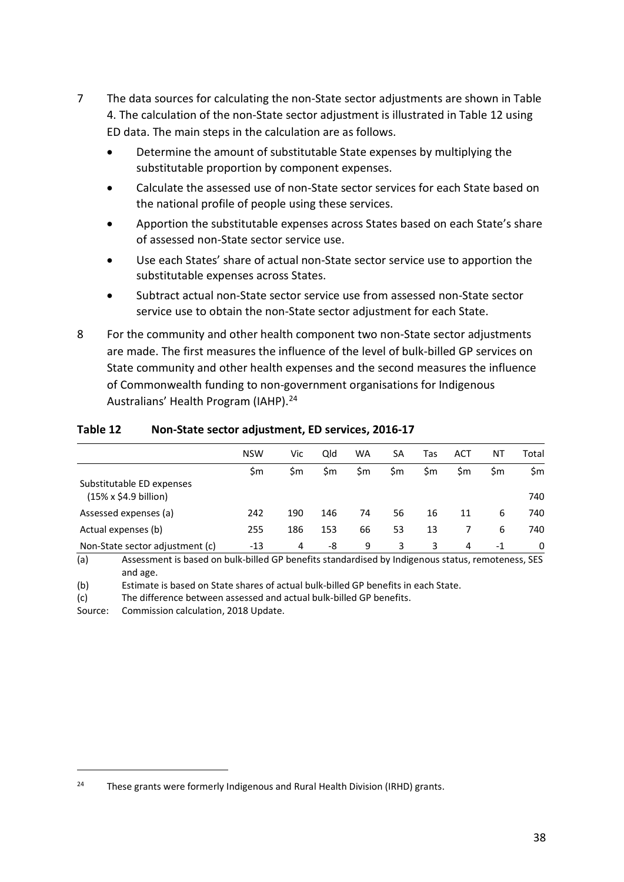7 The data sources for calculating the non-State sector adjustments are shown in Table 4. The calculation of the non-State sector adjustment is illustrated in Table 12 using ED data. The main steps in the calculation are as follows.

- Determine the amount of substitutable State expenses by multiplying the substitutable proportion by component expenses.
- Calculate the assessed use of non-State sector services for each State based on the national profile of people using these services.
- Apportion the substitutable expenses across States based on each State's share of assessed non-State sector service use.
- Use each States' share of actual non-State sector service use to apportion the substitutable expenses across States.
- Subtract actual non-State sector service use from assessed non-State sector service use to obtain the non-State sector adjustment for each State.

8 For the community and other health component two non-State sector adjustments are made. The first measures the influence of the level of bulk-billed GP services on State community and other health expenses and the second measures the influence of Commonwealth funding to non-government organisations for Indigenous Australians' Health Program (IAHP).[24]

**Table 12 Non-State sector adjustment, ED services, 2016-17**

| | NSW | Vic | Qld | WA | SA | Tas | ACT | NT | Total |
|---|---|---|---|---|---|---|---|---|---|
| | $m | $m | $m | $m | $m | $m | $m | $m | $m |
| Substitutable ED expenses (15% x $4.9 billion) | | | | | | | | | 740 |
| Assessed expenses (a) | 242 | 190 | 146 | 74 | 56 | 16 | 11 | 6 | 740 |
| Actual expenses (b) | 255 | 186 | 153 | 66 | 53 | 13 | 7 | 6 | 740 |
| Non-State sector adjustment (c) | -13 | 4 | -8 | 9 | 3 | 3 | 4 | -1 | 0 |

(a) Assessment is based on bulk-billed GP benefits standardised by Indigenous status, remoteness, SES and age.

(b) Estimate is based on State shares of actual bulk-billed GP benefits in each State.

(c) The difference between assessed and actual bulk-billed GP benefits.

Source: Commission calculation, 2018 Update.

[24] These grants were formerly Indigenous and Rural Health Division (IRHD) grants.